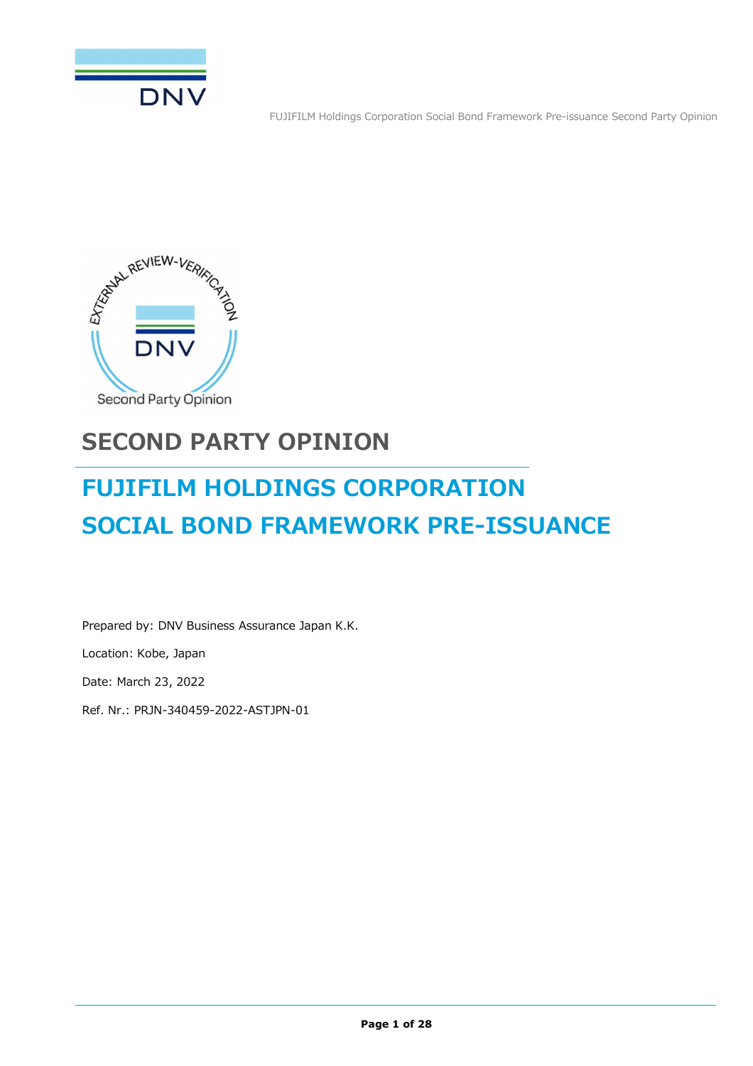# SECOND PARTY OPINION

## FUJIFILM HOLDINGS CORPORATION SOCIAL BOND FRAMEWORK PRE-ISSUANCE

Prepared by: DNV Business Assurance Japan K.K.

Location: Kobe, Japan

Date: March 23, 2022

Ref. Nr.: PRJN-340459-2022-ASTJPN-01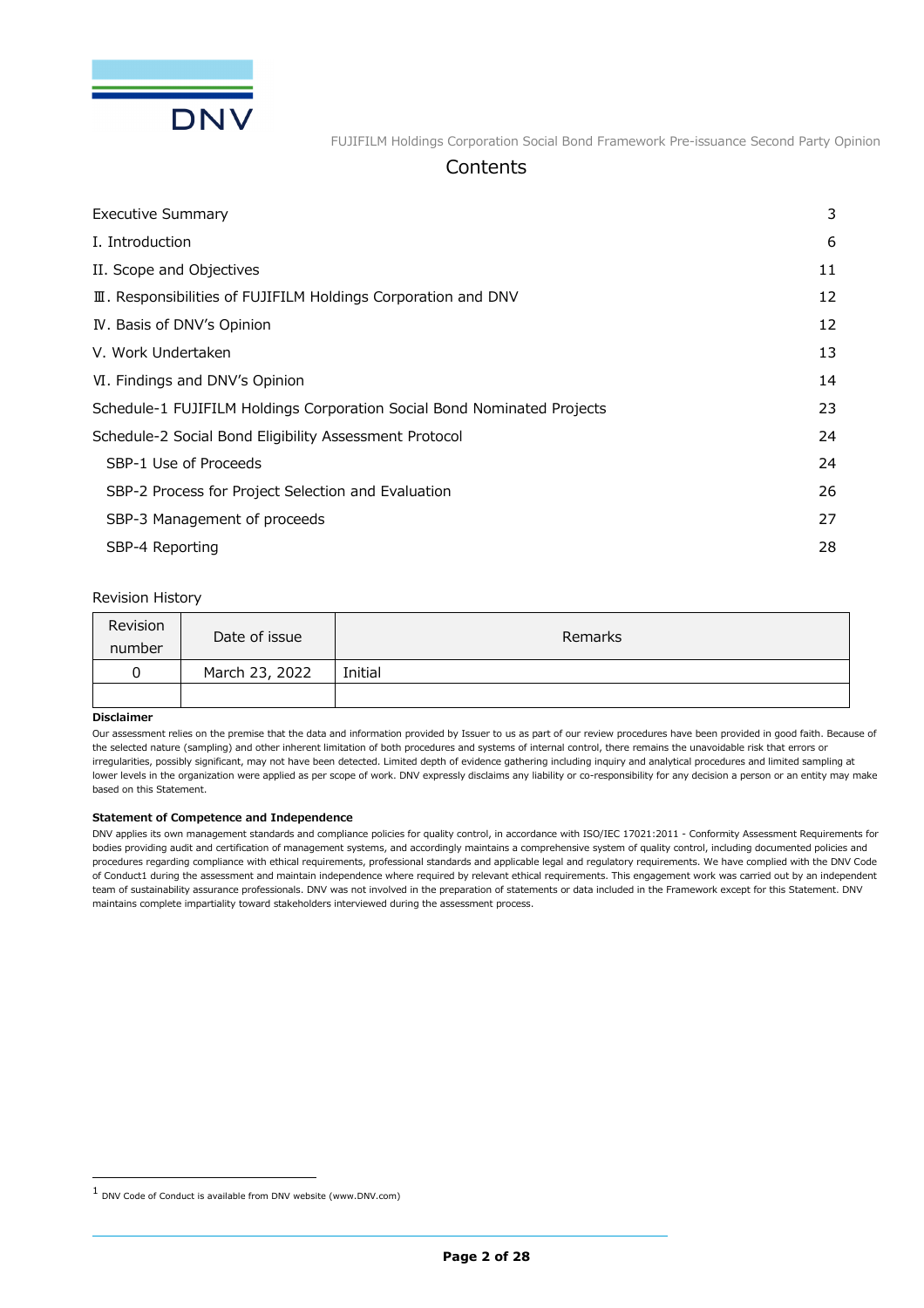# Contents

| | |
|---|---|
| Executive Summary | 3 |
| I. Introduction | 6 |
| II. Scope and Objectives | 11 |
| Ⅲ. Responsibilities of FUJIFILM Holdings Corporation and DNV | 12 |
| Ⅳ. Basis of DNV's Opinion | 12 |
| V. Work Undertaken | 13 |
| Ⅵ. Findings and DNV's Opinion | 14 |
| Schedule-1 FUJIFILM Holdings Corporation Social Bond Nominated Projects | 23 |
| Schedule-2 Social Bond Eligibility Assessment Protocol | 24 |
| SBP-1 Use of Proceeds | 24 |
| SBP-2 Process for Project Selection and Evaluation | 26 |
| SBP-3 Management of proceeds | 27 |
| SBP-4 Reporting | 28 |

Revision History

| Revision number | Date of issue | Remarks |
|---|---|---|
| 0 | March 23, 2022 | Initial |
| | | |

**Disclaimer**

Our assessment relies on the premise that the data and information provided by Issuer to us as part of our review procedures have been provided in good faith. Because of the selected nature (sampling) and other inherent limitation of both procedures and systems of internal control, there remains the unavoidable risk that errors or irregularities, possibly significant, may not have been detected. Limited depth of evidence gathering including inquiry and analytical procedures and limited sampling at lower levels in the organization were applied as per scope of work. DNV expressly disclaims any liability or co-responsibility for any decision a person or an entity may make based on this Statement.

**Statement of Competence and Independence**

DNV applies its own management standards and compliance policies for quality control, in accordance with ISO/IEC 17021:2011 - Conformity Assessment Requirements for bodies providing audit and certification of management systems, and accordingly maintains a comprehensive system of quality control, including documented policies and procedures regarding compliance with ethical requirements, professional standards and applicable legal and regulatory requirements. We have complied with the DNV Code of Conduct[1] during the assessment and maintain independence where required by relevant ethical requirements. This engagement work was carried out by an independent team of sustainability assurance professionals. DNV was not involved in the preparation of statements or data included in the Framework except for this Statement. DNV maintains complete impartiality toward stakeholders interviewed during the assessment process.

[1] DNV Code of Conduct is available from DNV website (www.DNV.com)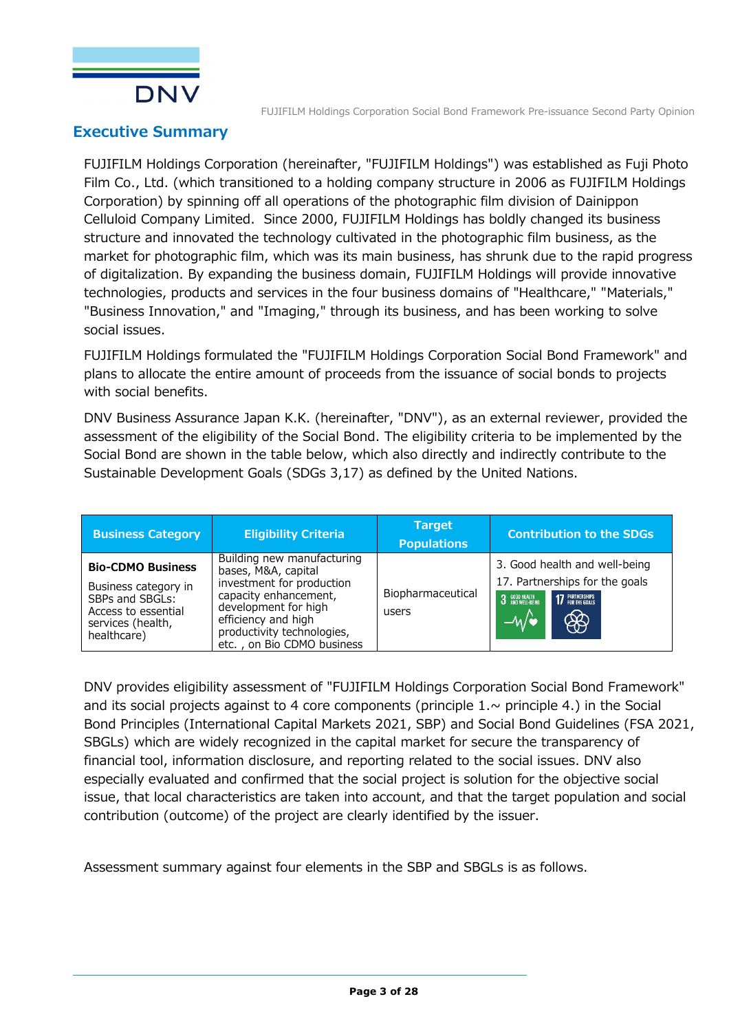## Executive Summary

FUJIFILM Holdings Corporation (hereinafter, "FUJIFILM Holdings") was established as Fuji Photo Film Co., Ltd. (which transitioned to a holding company structure in 2006 as FUJIFILM Holdings Corporation) by spinning off all operations of the photographic film division of Dainippon Celluloid Company Limited. Since 2000, FUJIFILM Holdings has boldly changed its business structure and innovated the technology cultivated in the photographic film business, as the market for photographic film, which was its main business, has shrunk due to the rapid progress of digitalization. By expanding the business domain, FUJIFILM Holdings will provide innovative technologies, products and services in the four business domains of "Healthcare," "Materials," "Business Innovation," and "Imaging," through its business, and has been working to solve social issues.

FUJIFILM Holdings formulated the "FUJIFILM Holdings Corporation Social Bond Framework" and plans to allocate the entire amount of proceeds from the issuance of social bonds to projects with social benefits.

DNV Business Assurance Japan K.K. (hereinafter, "DNV"), as an external reviewer, provided the assessment of the eligibility of the Social Bond. The eligibility criteria to be implemented by the Social Bond are shown in the table below, which also directly and indirectly contribute to the Sustainable Development Goals (SDGs 3,17) as defined by the United Nations.

| Business Category | Eligibility Criteria | Target Populations | Contribution to the SDGs |
|---|---|---|---|
| **Bio-CDMO Business**<br><br>Business category in SBPs and SBGLs: Access to essential services (health, healthcare) | Building new manufacturing bases, M&A, capital investment for production capacity enhancement, development for high efficiency and high productivity technologies, etc. , on Bio CDMO business | Biopharmaceutical users | 3. Good health and well-being<br>17. Partnerships for the goals |

DNV provides eligibility assessment of "FUJIFILM Holdings Corporation Social Bond Framework" and its social projects against to 4 core components (principle 1.~ principle 4.) in the Social Bond Principles (International Capital Markets 2021, SBP) and Social Bond Guidelines (FSA 2021, SBGLs) which are widely recognized in the capital market for secure the transparency of financial tool, information disclosure, and reporting related to the social issues. DNV also especially evaluated and confirmed that the social project is solution for the objective social issue, that local characteristics are taken into account, and that the target population and social contribution (outcome) of the project are clearly identified by the issuer.

Assessment summary against four elements in the SBP and SBGLs is as follows.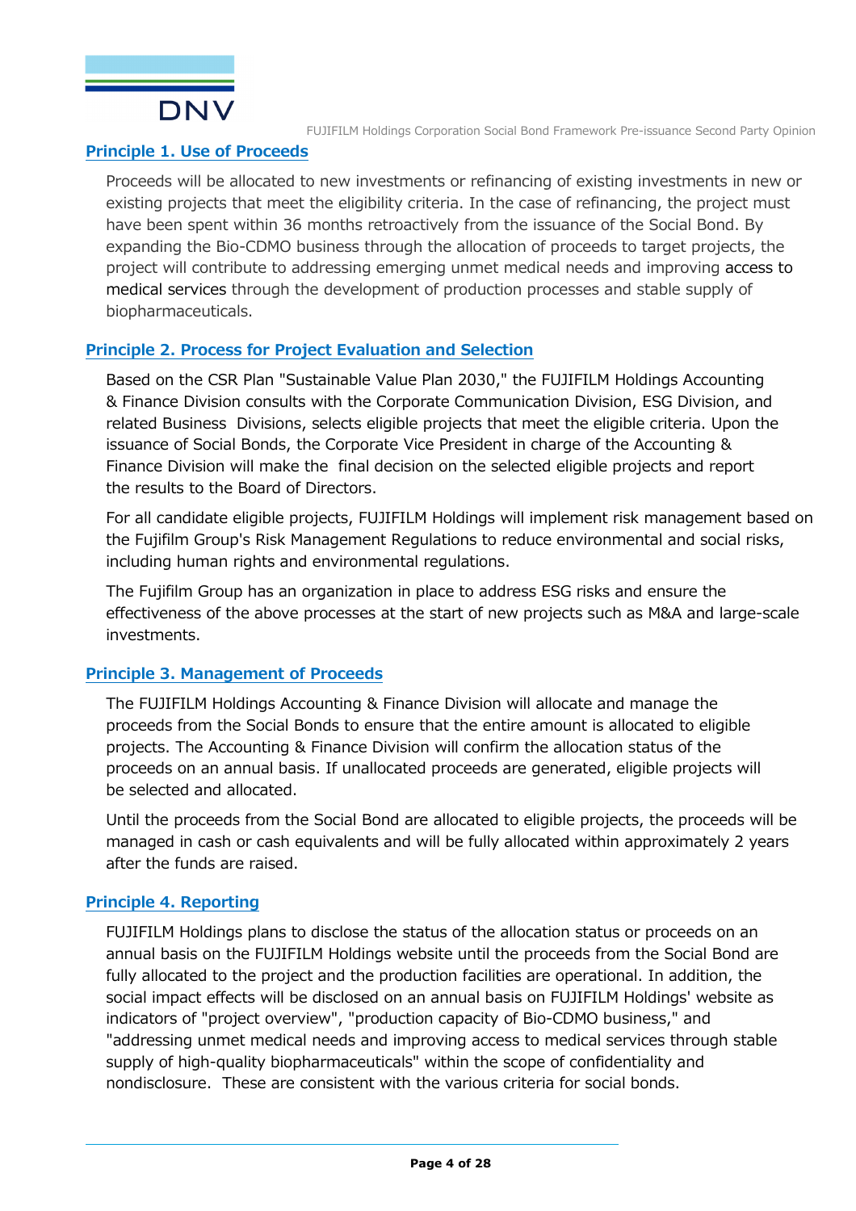## Principle 1. Use of Proceeds

Proceeds will be allocated to new investments or refinancing of existing investments in new or existing projects that meet the eligibility criteria. In the case of refinancing, the project must have been spent within 36 months retroactively from the issuance of the Social Bond. By expanding the Bio-CDMO business through the allocation of proceeds to target projects, the project will contribute to addressing emerging unmet medical needs and improving access to medical services through the development of production processes and stable supply of biopharmaceuticals.

## Principle 2. Process for Project Evaluation and Selection

Based on the CSR Plan "Sustainable Value Plan 2030," the FUJIFILM Holdings Accounting & Finance Division consults with the Corporate Communication Division, ESG Division, and related Business Divisions, selects eligible projects that meet the eligible criteria. Upon the issuance of Social Bonds, the Corporate Vice President in charge of the Accounting & Finance Division will make the final decision on the selected eligible projects and report the results to the Board of Directors.

For all candidate eligible projects, FUJIFILM Holdings will implement risk management based on the Fujifilm Group's Risk Management Regulations to reduce environmental and social risks, including human rights and environmental regulations.

The Fujifilm Group has an organization in place to address ESG risks and ensure the effectiveness of the above processes at the start of new projects such as M&A and large-scale investments.

## Principle 3. Management of Proceeds

The FUJIFILM Holdings Accounting & Finance Division will allocate and manage the proceeds from the Social Bonds to ensure that the entire amount is allocated to eligible projects. The Accounting & Finance Division will confirm the allocation status of the proceeds on an annual basis. If unallocated proceeds are generated, eligible projects will be selected and allocated.

Until the proceeds from the Social Bond are allocated to eligible projects, the proceeds will be managed in cash or cash equivalents and will be fully allocated within approximately 2 years after the funds are raised.

## Principle 4. Reporting

FUJIFILM Holdings plans to disclose the status of the allocation status or proceeds on an annual basis on the FUJIFILM Holdings website until the proceeds from the Social Bond are fully allocated to the project and the production facilities are operational. In addition, the social impact effects will be disclosed on an annual basis on FUJIFILM Holdings' website as indicators of "project overview", "production capacity of Bio-CDMO business," and "addressing unmet medical needs and improving access to medical services through stable supply of high-quality biopharmaceuticals" within the scope of confidentiality and nondisclosure. These are consistent with the various criteria for social bonds.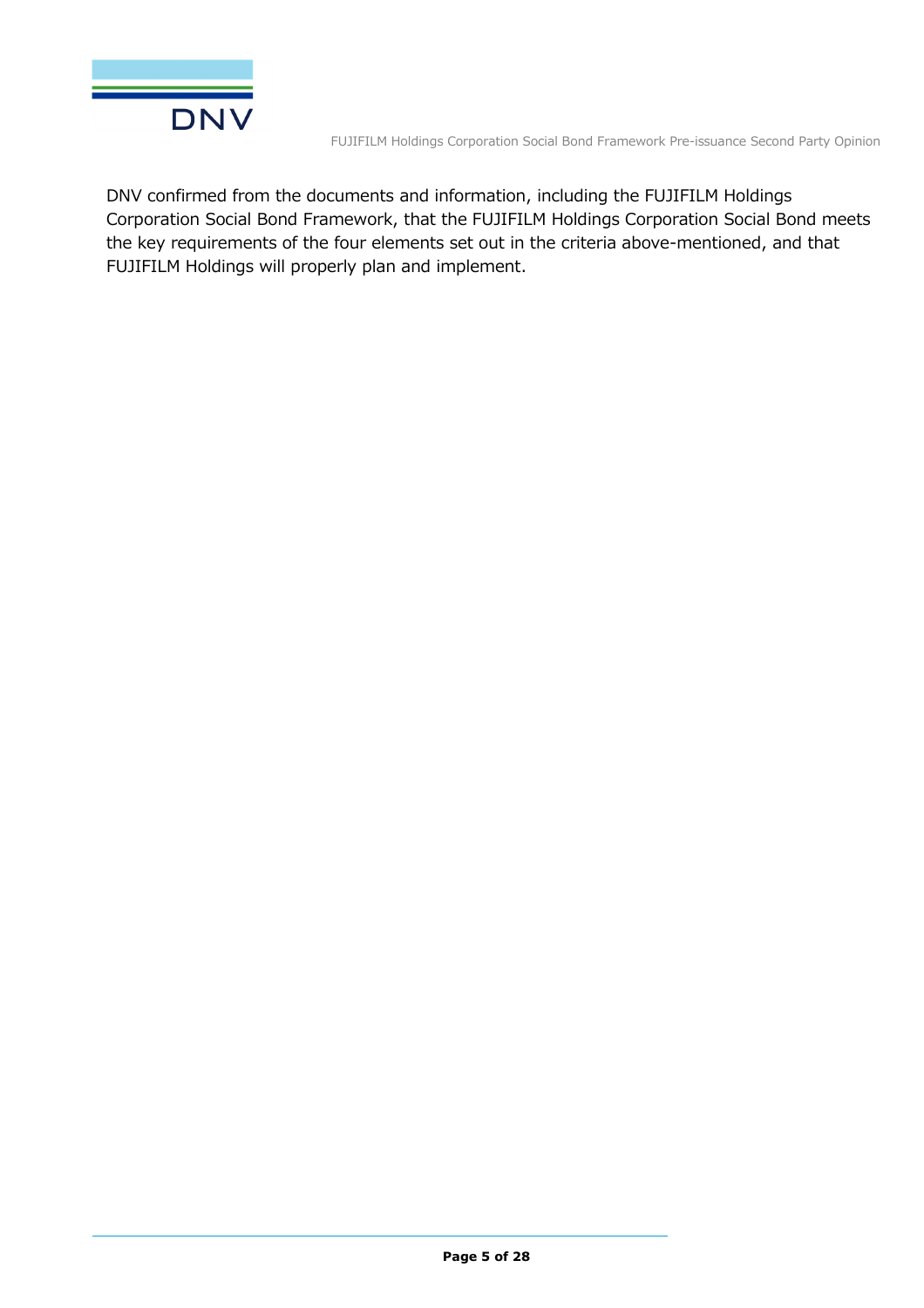DNV confirmed from the documents and information, including the FUJIFILM Holdings Corporation Social Bond Framework, that the FUJIFILM Holdings Corporation Social Bond meets the key requirements of the four elements set out in the criteria above-mentioned, and that FUJIFILM Holdings will properly plan and implement.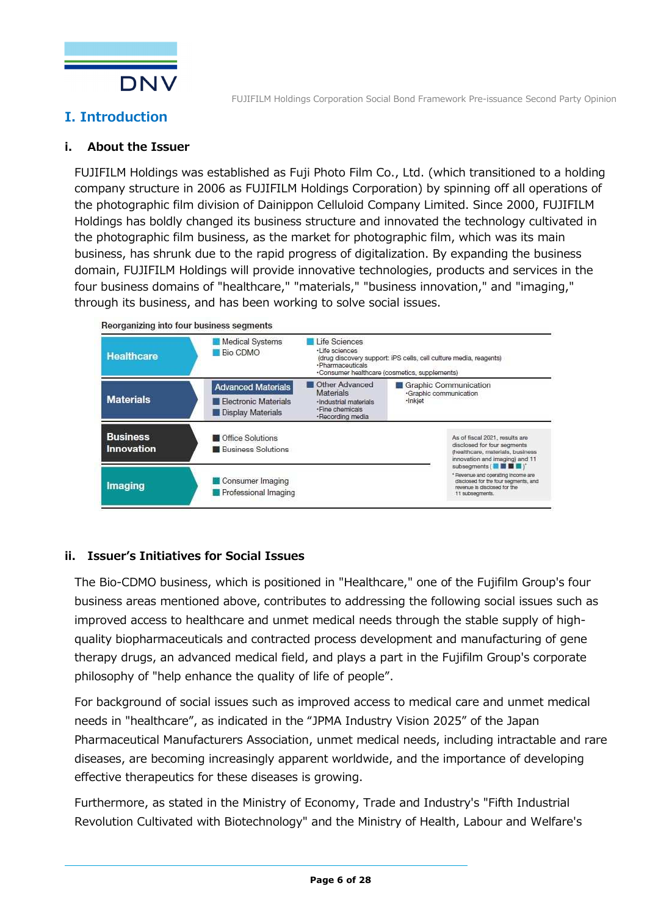# I. Introduction

## i. About the Issuer

FUJIFILM Holdings was established as Fuji Photo Film Co., Ltd. (which transitioned to a holding company structure in 2006 as FUJIFILM Holdings Corporation) by spinning off all operations of the photographic film division of Dainippon Celluloid Company Limited. Since 2000, FUJIFILM Holdings has boldly changed its business structure and innovated the technology cultivated in the photographic film business, as the market for photographic film, which was its main business, has shrunk due to the rapid progress of digitalization. By expanding the business domain, FUJIFILM Holdings will provide innovative technologies, products and services in the four business domains of "healthcare," "materials," "business innovation," and "imaging," through its business, and has been working to solve social issues.

**Reorganizing into four business segments**

| Segment | Subsegments | | |
|---|---|---|---|
| Healthcare | Medical Systems<br>Bio CDMO | Life Sciences<br>•Life sciences<br>(drug discovery support: iPS cells, cell culture media, reagents)<br>•Pharmaceuticals<br>•Consumer healthcare (cosmetics, supplements) | |
| Materials | Advanced Materials<br>Electronic Materials<br>Display Materials | Other Advanced Materials<br>•Industrial materials<br>•Fine chemicals<br>•Recording media | Graphic Communication<br>•Graphic communication<br>•Inkjet |
| Business Innovation | Office Solutions<br>Business Solutions | | |
| Imaging | Consumer Imaging<br>Professional Imaging | | |

As of fiscal 2021, results are disclosed for four segments (healthcare, materials, business innovation and imaging) and 11 subsegments.*

* Revenue and operating income are disclosed for the four segments, and revenue is disclosed for the 11 subsegments.

## ii. Issuer's Initiatives for Social Issues

The Bio-CDMO business, which is positioned in "Healthcare," one of the Fujifilm Group's four business areas mentioned above, contributes to addressing the following social issues such as improved access to healthcare and unmet medical needs through the stable supply of high-quality biopharmaceuticals and contracted process development and manufacturing of gene therapy drugs, an advanced medical field, and plays a part in the Fujifilm Group's corporate philosophy of "help enhance the quality of life of people".

For background of social issues such as improved access to medical care and unmet medical needs in "healthcare", as indicated in the "JPMA Industry Vision 2025" of the Japan Pharmaceutical Manufacturers Association, unmet medical needs, including intractable and rare diseases, are becoming increasingly apparent worldwide, and the importance of developing effective therapeutics for these diseases is growing.

Furthermore, as stated in the Ministry of Economy, Trade and Industry's "Fifth Industrial Revolution Cultivated with Biotechnology" and the Ministry of Health, Labour and Welfare's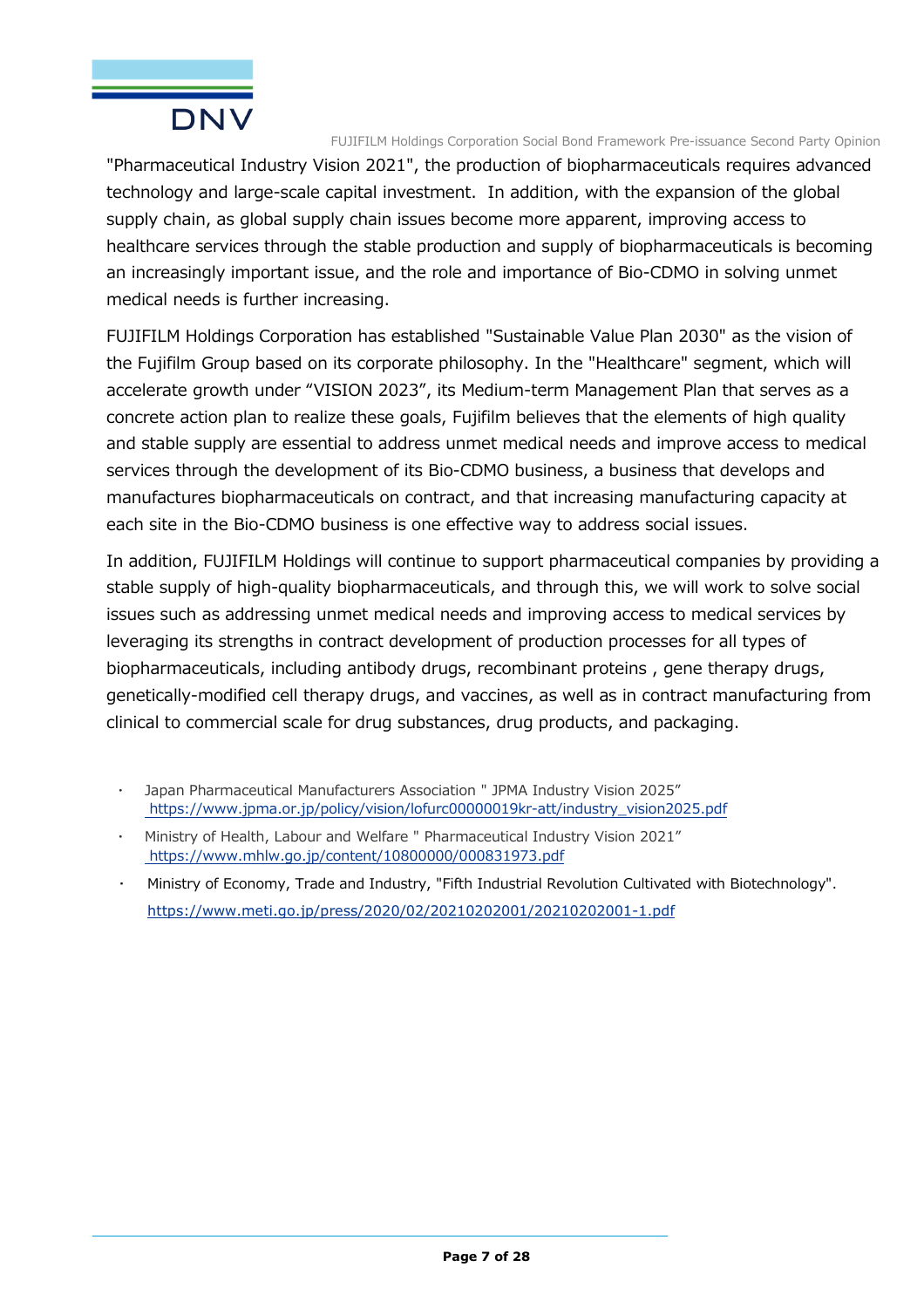"Pharmaceutical Industry Vision 2021", the production of biopharmaceuticals requires advanced technology and large-scale capital investment. In addition, with the expansion of the global supply chain, as global supply chain issues become more apparent, improving access to healthcare services through the stable production and supply of biopharmaceuticals is becoming an increasingly important issue, and the role and importance of Bio-CDMO in solving unmet medical needs is further increasing.

FUJIFILM Holdings Corporation has established "Sustainable Value Plan 2030" as the vision of the Fujifilm Group based on its corporate philosophy. In the "Healthcare" segment, which will accelerate growth under "VISION 2023", its Medium-term Management Plan that serves as a concrete action plan to realize these goals, Fujifilm believes that the elements of high quality and stable supply are essential to address unmet medical needs and improve access to medical services through the development of its Bio-CDMO business, a business that develops and manufactures biopharmaceuticals on contract, and that increasing manufacturing capacity at each site in the Bio-CDMO business is one effective way to address social issues.

In addition, FUJIFILM Holdings will continue to support pharmaceutical companies by providing a stable supply of high-quality biopharmaceuticals, and through this, we will work to solve social issues such as addressing unmet medical needs and improving access to medical services by leveraging its strengths in contract development of production processes for all types of biopharmaceuticals, including antibody drugs, recombinant proteins , gene therapy drugs, genetically-modified cell therapy drugs, and vaccines, as well as in contract manufacturing from clinical to commercial scale for drug substances, drug products, and packaging.

- Japan Pharmaceutical Manufacturers Association " JPMA Industry Vision 2025" https://www.jpma.or.jp/policy/vision/lofurc00000019kr-att/industry_vision2025.pdf
- Ministry of Health, Labour and Welfare " Pharmaceutical Industry Vision 2021" https://www.mhlw.go.jp/content/10800000/000831973.pdf
- Ministry of Economy, Trade and Industry, "Fifth Industrial Revolution Cultivated with Biotechnology". https://www.meti.go.jp/press/2020/02/20210202001/20210202001-1.pdf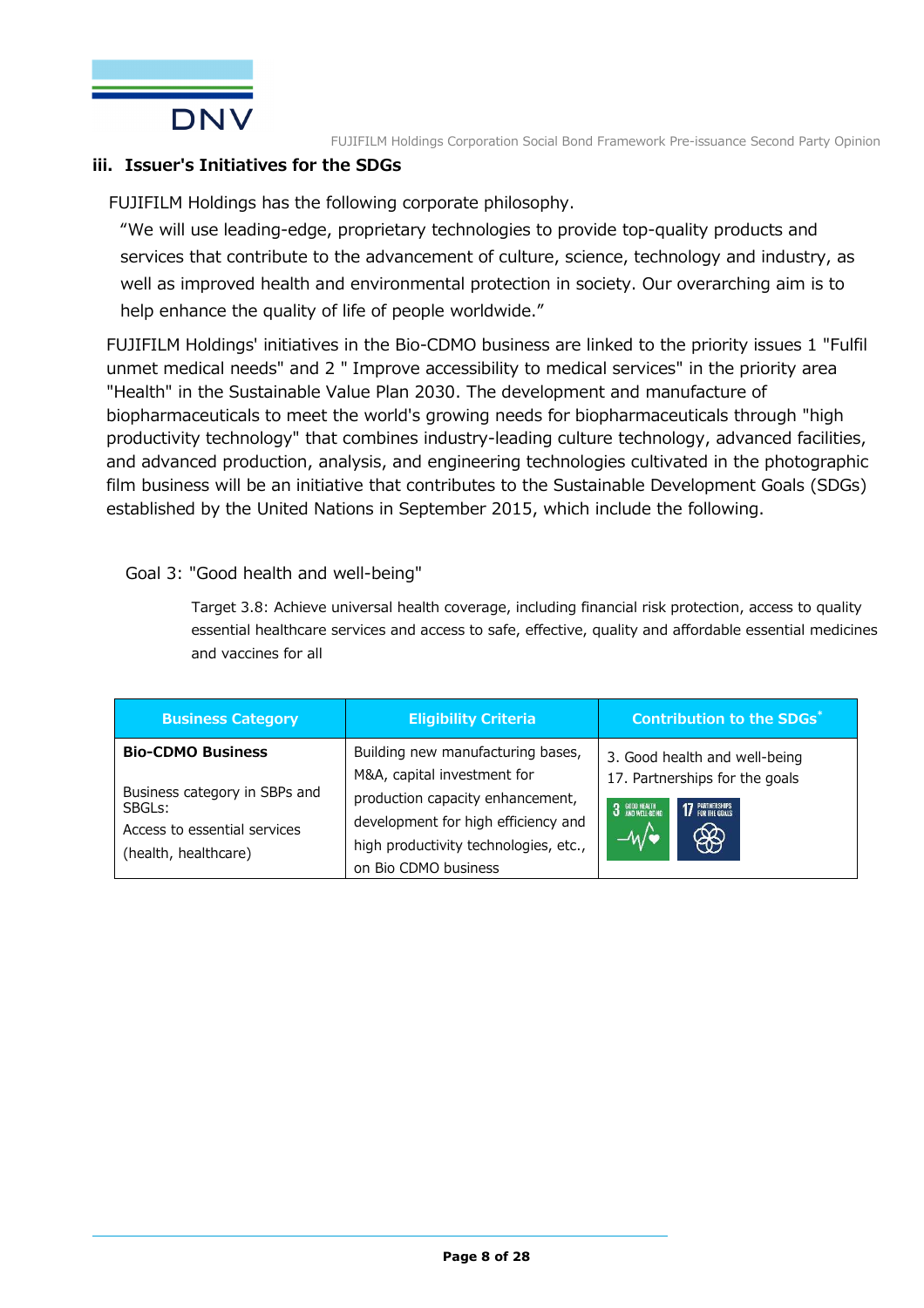### iii. Issuer's Initiatives for the SDGs

FUJIFILM Holdings has the following corporate philosophy.

"We will use leading-edge, proprietary technologies to provide top-quality products and services that contribute to the advancement of culture, science, technology and industry, as well as improved health and environmental protection in society. Our overarching aim is to help enhance the quality of life of people worldwide."

FUJIFILM Holdings' initiatives in the Bio-CDMO business are linked to the priority issues 1 "Fulfil unmet medical needs" and 2 " Improve accessibility to medical services" in the priority area "Health" in the Sustainable Value Plan 2030. The development and manufacture of biopharmaceuticals to meet the world's growing needs for biopharmaceuticals through "high productivity technology" that combines industry-leading culture technology, advanced facilities, and advanced production, analysis, and engineering technologies cultivated in the photographic film business will be an initiative that contributes to the Sustainable Development Goals (SDGs) established by the United Nations in September 2015, which include the following.

Goal 3: "Good health and well-being"

Target 3.8: Achieve universal health coverage, including financial risk protection, access to quality essential healthcare services and access to safe, effective, quality and affordable essential medicines and vaccines for all

| Business Category | Eligibility Criteria | Contribution to the SDGs* |
|---|---|---|
| **Bio-CDMO Business**<br><br>Business category in SBPs and SBGLs:<br>Access to essential services (health, healthcare) | Building new manufacturing bases, M&A, capital investment for production capacity enhancement, development for high efficiency and high productivity technologies, etc., on Bio CDMO business | 3. Good health and well-being<br>17. Partnerships for the goals |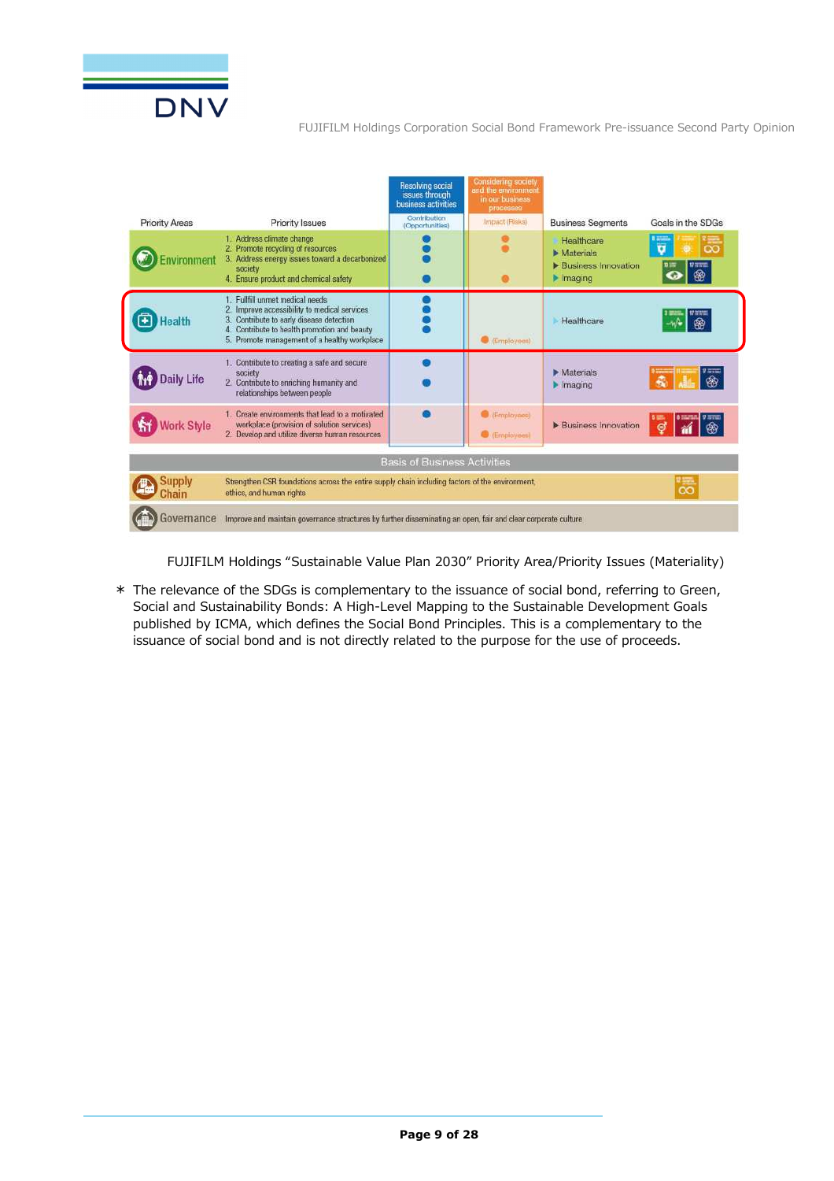| Priority Areas | Priority Issues | Resolving social issues through business activities — Contribution (Opportunities) | Considering society and the environment in our business processes — Impact (Risks) | Business Segments | Goals in the SDGs |
|---|---|---|---|---|---|
| Environment | 1. Address climate change<br>2. Promote recycling of resources<br>3. Address energy issues toward a decarbonized society<br>4. Ensure product and chemical safety | ●<br>●<br>●<br>● | ●<br>●<br><br>● | Healthcare<br>Materials<br>Business Innovation<br>Imaging | 6, 7, 12, 13, 17 |
| Health | 1. Fulfill unmet medical needs<br>2. Improve accessibility to medical services<br>3. Contribute to early disease detection<br>4. Contribute to health promotion and beauty<br>5. Promote management of a healthy workplace | ●<br>●<br>●<br>● | <br><br><br><br>● (Employees) | Healthcare | 3, 17 |
| Daily Life | 1. Contribute to creating a safe and secure society<br>2. Contribute to enriching humanity and relationships between people | ●<br>● | | Materials<br>Imaging | 9, 11, 17 |
| Work Style | 1. Create environments that lead to a motivated workplace (provision of solution services)<br>2. Develop and utilize diverse human resources | ● | ● (Employees)<br>● (Employees) | Business Innovation | 5, 8, 17 |
| **Basis of Business Activities** | | | | | |
| Supply Chain | Strengthen CSR foundations across the entire supply chain including factors of the environment, ethics, and human rights | | | | 12 |
| Governance | Improve and maintain governance structures by further disseminating an open, fair and clear corporate culture | | | | |

FUJIFILM Holdings "Sustainable Value Plan 2030" Priority Area/Priority Issues (Materiality)

∗ The relevance of the SDGs is complementary to the issuance of social bond, referring to Green, Social and Sustainability Bonds: A High-Level Mapping to the Sustainable Development Goals published by ICMA, which defines the Social Bond Principles. This is a complementary to the issuance of social bond and is not directly related to the purpose for the use of proceeds.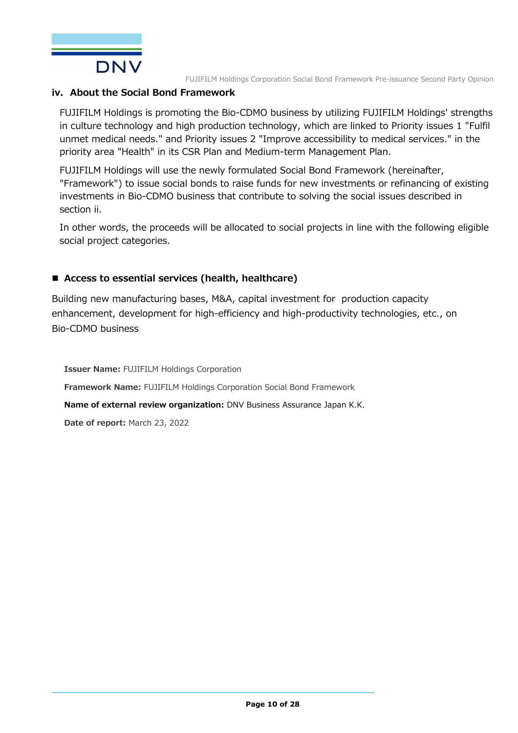### iv. About the Social Bond Framework

FUJIFILM Holdings is promoting the Bio-CDMO business by utilizing FUJIFILM Holdings' strengths in culture technology and high production technology, which are linked to Priority issues 1 "Fulfil unmet medical needs." and Priority issues 2 "Improve accessibility to medical services." in the priority area "Health" in its CSR Plan and Medium-term Management Plan.

FUJIFILM Holdings will use the newly formulated Social Bond Framework (hereinafter, "Framework") to issue social bonds to raise funds for new investments or refinancing of existing investments in Bio-CDMO business that contribute to solving the social issues described in section ii.

In other words, the proceeds will be allocated to social projects in line with the following eligible social project categories.

- **Access to essential services (health, healthcare)**

Building new manufacturing bases, M&A, capital investment for production capacity enhancement, development for high-efficiency and high-productivity technologies, etc., on Bio-CDMO business

**Issuer Name:** FUJIFILM Holdings Corporation

**Framework Name:** FUJIFILM Holdings Corporation Social Bond Framework

**Name of external review organization:** DNV Business Assurance Japan K.K.

**Date of report:** March 23, 2022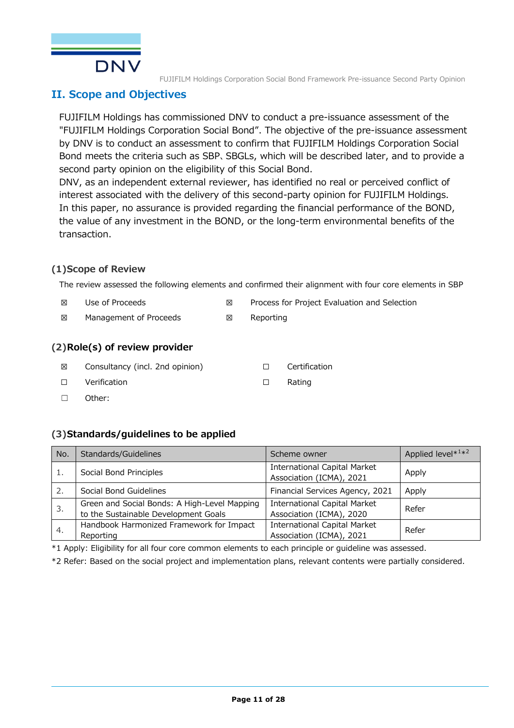## II. Scope and Objectives

FUJIFILM Holdings has commissioned DNV to conduct a pre-issuance assessment of the "FUJIFILM Holdings Corporation Social Bond". The objective of the pre-issuance assessment by DNV is to conduct an assessment to confirm that FUJIFILM Holdings Corporation Social Bond meets the criteria such as SBP、SBGLs, which will be described later, and to provide a second party opinion on the eligibility of this Social Bond.
DNV, as an independent external reviewer, has identified no real or perceived conflict of interest associated with the delivery of this second-party opinion for FUJIFILM Holdings.
In this paper, no assurance is provided regarding the financial performance of the BOND, the value of any investment in the BOND, or the long-term environmental benefits of the transaction.

### (1)Scope of Review

The review assessed the following elements and confirmed their alignment with four core elements in SBP

- ☒ Use of Proceeds
- ☒ Process for Project Evaluation and Selection
- ☒ Management of Proceeds
- ☒ Reporting

### (2)Role(s) of review provider

- ☒ Consultancy (incl. 2nd opinion)
- ☐ Certification
- ☐ Verification
- ☐ Rating
- ☐ Other:

### (3)Standards/guidelines to be applied

| No. | Standards/Guidelines | Scheme owner | Applied level*1*2 |
|---|---|---|---|
| 1. | Social Bond Principles | International Capital Market Association (ICMA), 2021 | Apply |
| 2. | Social Bond Guidelines | Financial Services Agency, 2021 | Apply |
| 3. | Green and Social Bonds: A High-Level Mapping to the Sustainable Development Goals | International Capital Market Association (ICMA), 2020 | Refer |
| 4. | Handbook Harmonized Framework for Impact Reporting | International Capital Market Association (ICMA), 2021 | Refer |

*1 Apply: Eligibility for all four core common elements to each principle or guideline was assessed.

*2 Refer: Based on the social project and implementation plans, relevant contents were partially considered.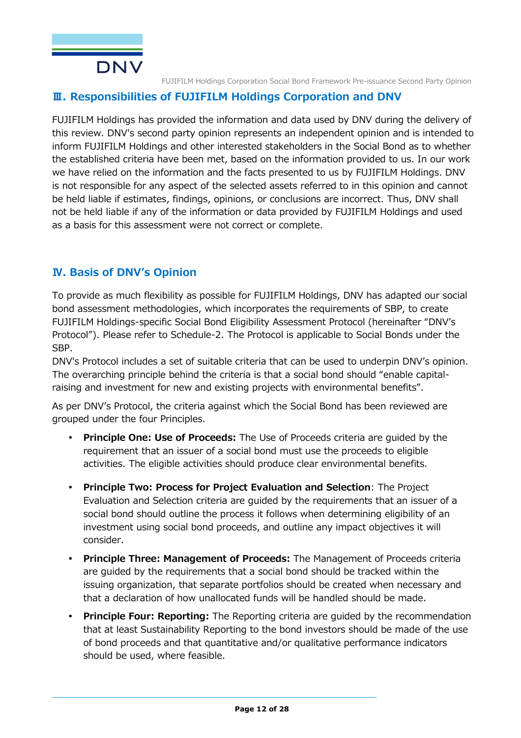## Ⅲ. Responsibilities of FUJIFILM Holdings Corporation and DNV

FUJIFILM Holdings has provided the information and data used by DNV during the delivery of this review. DNV's second party opinion represents an independent opinion and is intended to inform FUJIFILM Holdings and other interested stakeholders in the Social Bond as to whether the established criteria have been met, based on the information provided to us. In our work we have relied on the information and the facts presented to us by FUJIFILM Holdings. DNV is not responsible for any aspect of the selected assets referred to in this opinion and cannot be held liable if estimates, findings, opinions, or conclusions are incorrect. Thus, DNV shall not be held liable if any of the information or data provided by FUJIFILM Holdings and used as a basis for this assessment were not correct or complete.

## Ⅳ. Basis of DNV's Opinion

To provide as much flexibility as possible for FUJIFILM Holdings, DNV has adapted our social bond assessment methodologies, which incorporates the requirements of SBP, to create FUJIFILM Holdings-specific Social Bond Eligibility Assessment Protocol (hereinafter "DNV's Protocol"). Please refer to Schedule-2. The Protocol is applicable to Social Bonds under the SBP.

DNV's Protocol includes a set of suitable criteria that can be used to underpin DNV's opinion. The overarching principle behind the criteria is that a social bond should "enable capital-raising and investment for new and existing projects with environmental benefits".

As per DNV's Protocol, the criteria against which the Social Bond has been reviewed are grouped under the four Principles.

- **Principle One: Use of Proceeds:** The Use of Proceeds criteria are guided by the requirement that an issuer of a social bond must use the proceeds to eligible activities. The eligible activities should produce clear environmental benefits.
- **Principle Two: Process for Project Evaluation and Selection**: The Project Evaluation and Selection criteria are guided by the requirements that an issuer of a social bond should outline the process it follows when determining eligibility of an investment using social bond proceeds, and outline any impact objectives it will consider.
- **Principle Three: Management of Proceeds:** The Management of Proceeds criteria are guided by the requirements that a social bond should be tracked within the issuing organization, that separate portfolios should be created when necessary and that a declaration of how unallocated funds will be handled should be made.
- **Principle Four: Reporting:** The Reporting criteria are guided by the recommendation that at least Sustainability Reporting to the bond investors should be made of the use of bond proceeds and that quantitative and/or qualitative performance indicators should be used, where feasible.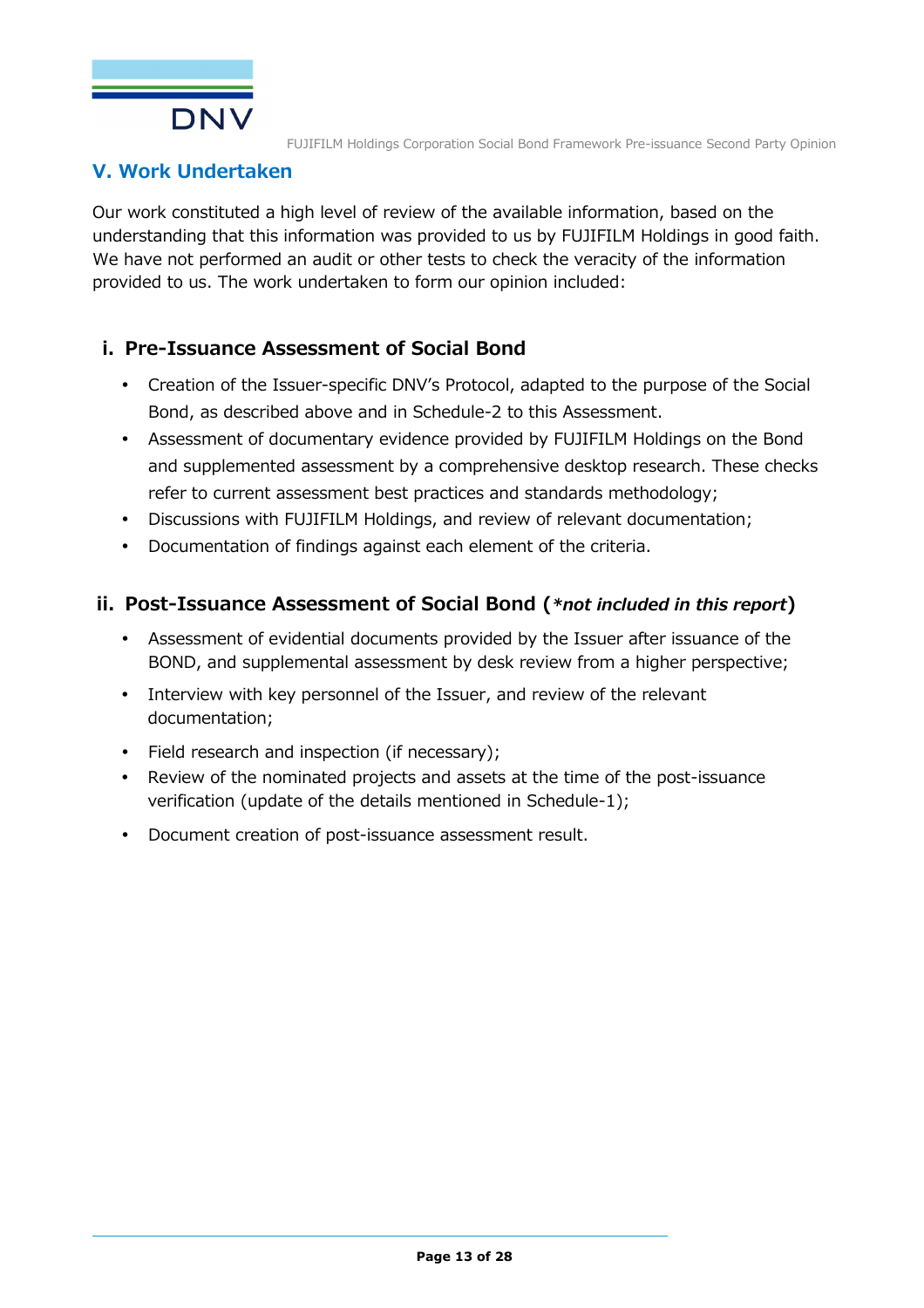## V. Work Undertaken

Our work constituted a high level of review of the available information, based on the understanding that this information was provided to us by FUJIFILM Holdings in good faith. We have not performed an audit or other tests to check the veracity of the information provided to us. The work undertaken to form our opinion included:

### i. Pre-Issuance Assessment of Social Bond

- Creation of the Issuer-specific DNV's Protocol, adapted to the purpose of the Social Bond, as described above and in Schedule-2 to this Assessment.
- Assessment of documentary evidence provided by FUJIFILM Holdings on the Bond and supplemented assessment by a comprehensive desktop research. These checks refer to current assessment best practices and standards methodology;
- Discussions with FUJIFILM Holdings, and review of relevant documentation;
- Documentation of findings against each element of the criteria.

### ii. Post-Issuance Assessment of Social Bond (*\*not included in this report*)

- Assessment of evidential documents provided by the Issuer after issuance of the BOND, and supplemental assessment by desk review from a higher perspective;
- Interview with key personnel of the Issuer, and review of the relevant documentation;
- Field research and inspection (if necessary);
- Review of the nominated projects and assets at the time of the post-issuance verification (update of the details mentioned in Schedule-1);
- Document creation of post-issuance assessment result.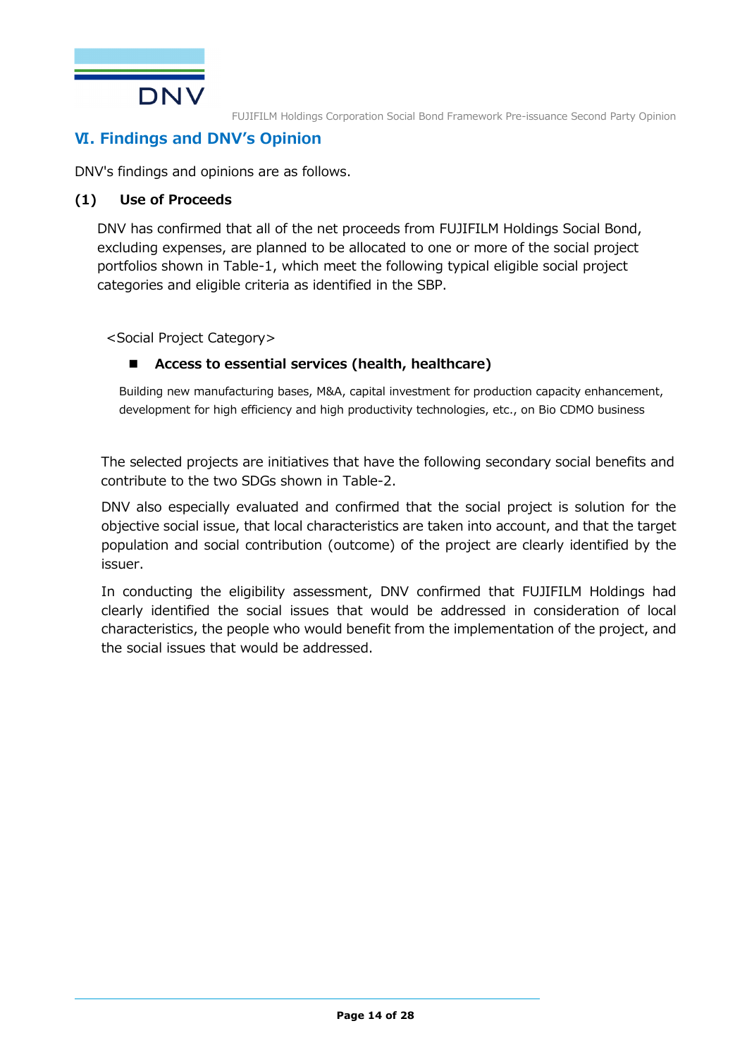## Ⅵ. Findings and DNV's Opinion

DNV's findings and opinions are as follows.

### (1) Use of Proceeds

DNV has confirmed that all of the net proceeds from FUJIFILM Holdings Social Bond, excluding expenses, are planned to be allocated to one or more of the social project portfolios shown in Table-1, which meet the following typical eligible social project categories and eligible criteria as identified in the SBP.

<Social Project Category>

- **Access to essential services (health, healthcare)**

Building new manufacturing bases, M&A, capital investment for production capacity enhancement, development for high efficiency and high productivity technologies, etc., on Bio CDMO business

The selected projects are initiatives that have the following secondary social benefits and contribute to the two SDGs shown in Table-2.

DNV also especially evaluated and confirmed that the social project is solution for the objective social issue, that local characteristics are taken into account, and that the target population and social contribution (outcome) of the project are clearly identified by the issuer.

In conducting the eligibility assessment, DNV confirmed that FUJIFILM Holdings had clearly identified the social issues that would be addressed in consideration of local characteristics, the people who would benefit from the implementation of the project, and the social issues that would be addressed.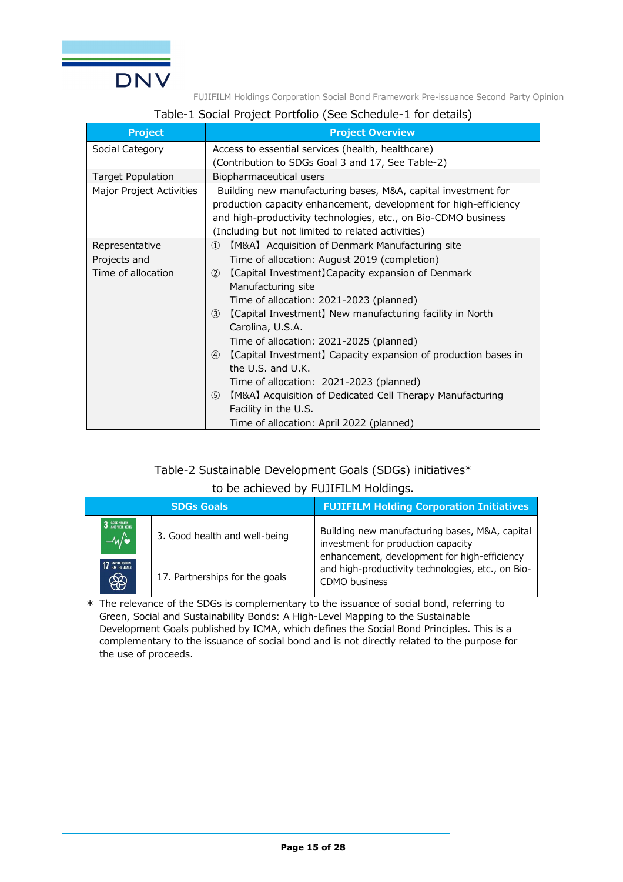Table-1 Social Project Portfolio (See Schedule-1 for details)

| Project | Project Overview |
| --- | --- |
| Social Category | Access to essential services (health, healthcare)<br>(Contribution to SDGs Goal 3 and 17, See Table-2) |
| Target Population | Biopharmaceutical users |
| Major Project Activities | Building new manufacturing bases, M&A, capital investment for production capacity enhancement, development for high-efficiency and high-productivity technologies, etc., on Bio-CDMO business (Including but not limited to related activities) |
| Representative Projects and Time of allocation | ① 【M&A】 Acquisition of Denmark Manufacturing site<br>Time of allocation: August 2019 (completion)<br>② 【Capital Investment】Capacity expansion of Denmark Manufacturing site<br>Time of allocation: 2021-2023 (planned)<br>③ 【Capital Investment】 New manufacturing facility in North Carolina, U.S.A.<br>Time of allocation: 2021-2025 (planned)<br>④ 【Capital Investment】 Capacity expansion of production bases in the U.S. and U.K.<br>Time of allocation: 2021-2023 (planned)<br>⑤ 【M&A】 Acquisition of Dedicated Cell Therapy Manufacturing Facility in the U.S.<br>Time of allocation: April 2022 (planned) |

Table-2 Sustainable Development Goals (SDGs) initiatives*
to be achieved by FUJIFILM Holdings.

| SDGs Goals | | FUJIFILM Holding Corporation Initiatives |
| --- | --- | --- |
| 3 GOOD HEALTH AND WELL-BEING | 3. Good health and well-being | Building new manufacturing bases, M&A, capital investment for production capacity enhancement, development for high-efficiency and high-productivity technologies, etc., on Bio-CDMO business |
| 17 PARTNERSHIPS FOR THE GOALS | 17. Partnerships for the goals | |

* The relevance of the SDGs is complementary to the issuance of social bond, referring to Green, Social and Sustainability Bonds: A High-Level Mapping to the Sustainable Development Goals published by ICMA, which defines the Social Bond Principles. This is a complementary to the issuance of social bond and is not directly related to the purpose for the use of proceeds.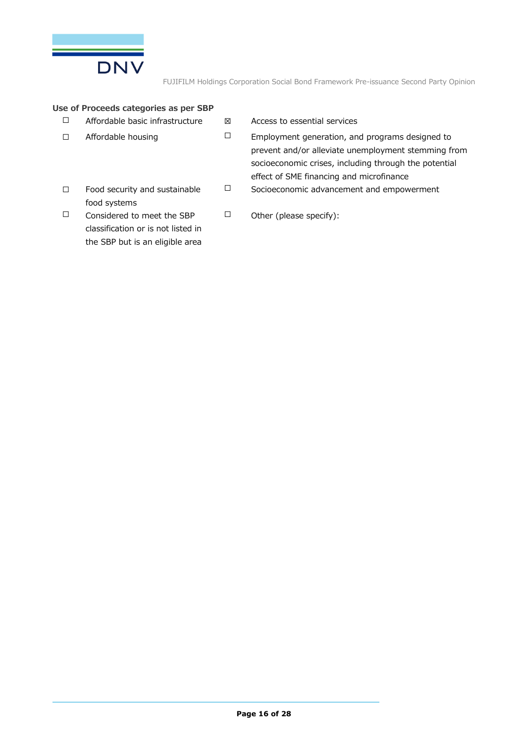**Use of Proceeds categories as per SBP**

| | | | |
|---|---|---|---|
| ☐ | Affordable basic infrastructure | ☒ | Access to essential services |
| ☐ | Affordable housing | ☐ | Employment generation, and programs designed to prevent and/or alleviate unemployment stemming from socioeconomic crises, including through the potential effect of SME financing and microfinance |
| ☐ | Food security and sustainable food systems | ☐ | Socioeconomic advancement and empowerment |
| ☐ | Considered to meet the SBP classification or is not listed in the SBP but is an eligible area | ☐ | Other (please specify): |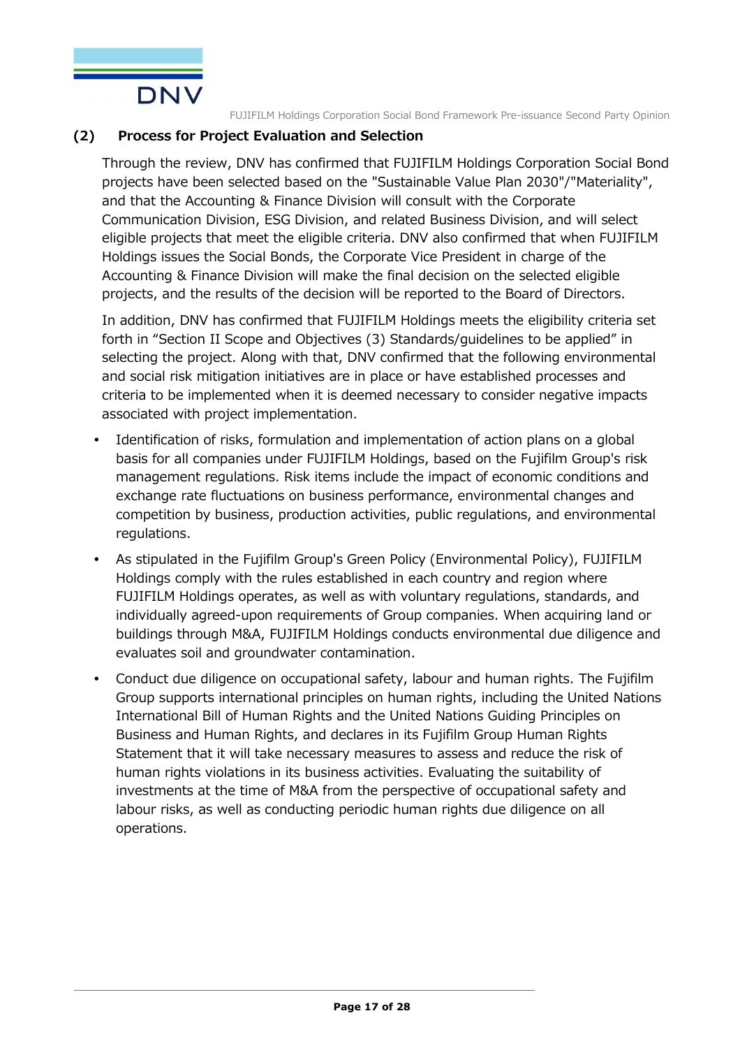### (2) Process for Project Evaluation and Selection

Through the review, DNV has confirmed that FUJIFILM Holdings Corporation Social Bond projects have been selected based on the "Sustainable Value Plan 2030"/"Materiality", and that the Accounting & Finance Division will consult with the Corporate Communication Division, ESG Division, and related Business Division, and will select eligible projects that meet the eligible criteria. DNV also confirmed that when FUJIFILM Holdings issues the Social Bonds, the Corporate Vice President in charge of the Accounting & Finance Division will make the final decision on the selected eligible projects, and the results of the decision will be reported to the Board of Directors.

In addition, DNV has confirmed that FUJIFILM Holdings meets the eligibility criteria set forth in "Section II Scope and Objectives (3) Standards/guidelines to be applied" in selecting the project. Along with that, DNV confirmed that the following environmental and social risk mitigation initiatives are in place or have established processes and criteria to be implemented when it is deemed necessary to consider negative impacts associated with project implementation.

- Identification of risks, formulation and implementation of action plans on a global basis for all companies under FUJIFILM Holdings, based on the Fujifilm Group's risk management regulations. Risk items include the impact of economic conditions and exchange rate fluctuations on business performance, environmental changes and competition by business, production activities, public regulations, and environmental regulations.
- As stipulated in the Fujifilm Group's Green Policy (Environmental Policy), FUJIFILM Holdings comply with the rules established in each country and region where FUJIFILM Holdings operates, as well as with voluntary regulations, standards, and individually agreed-upon requirements of Group companies. When acquiring land or buildings through M&A, FUJIFILM Holdings conducts environmental due diligence and evaluates soil and groundwater contamination.
- Conduct due diligence on occupational safety, labour and human rights. The Fujifilm Group supports international principles on human rights, including the United Nations International Bill of Human Rights and the United Nations Guiding Principles on Business and Human Rights, and declares in its Fujifilm Group Human Rights Statement that it will take necessary measures to assess and reduce the risk of human rights violations in its business activities. Evaluating the suitability of investments at the time of M&A from the perspective of occupational safety and labour risks, as well as conducting periodic human rights due diligence on all operations.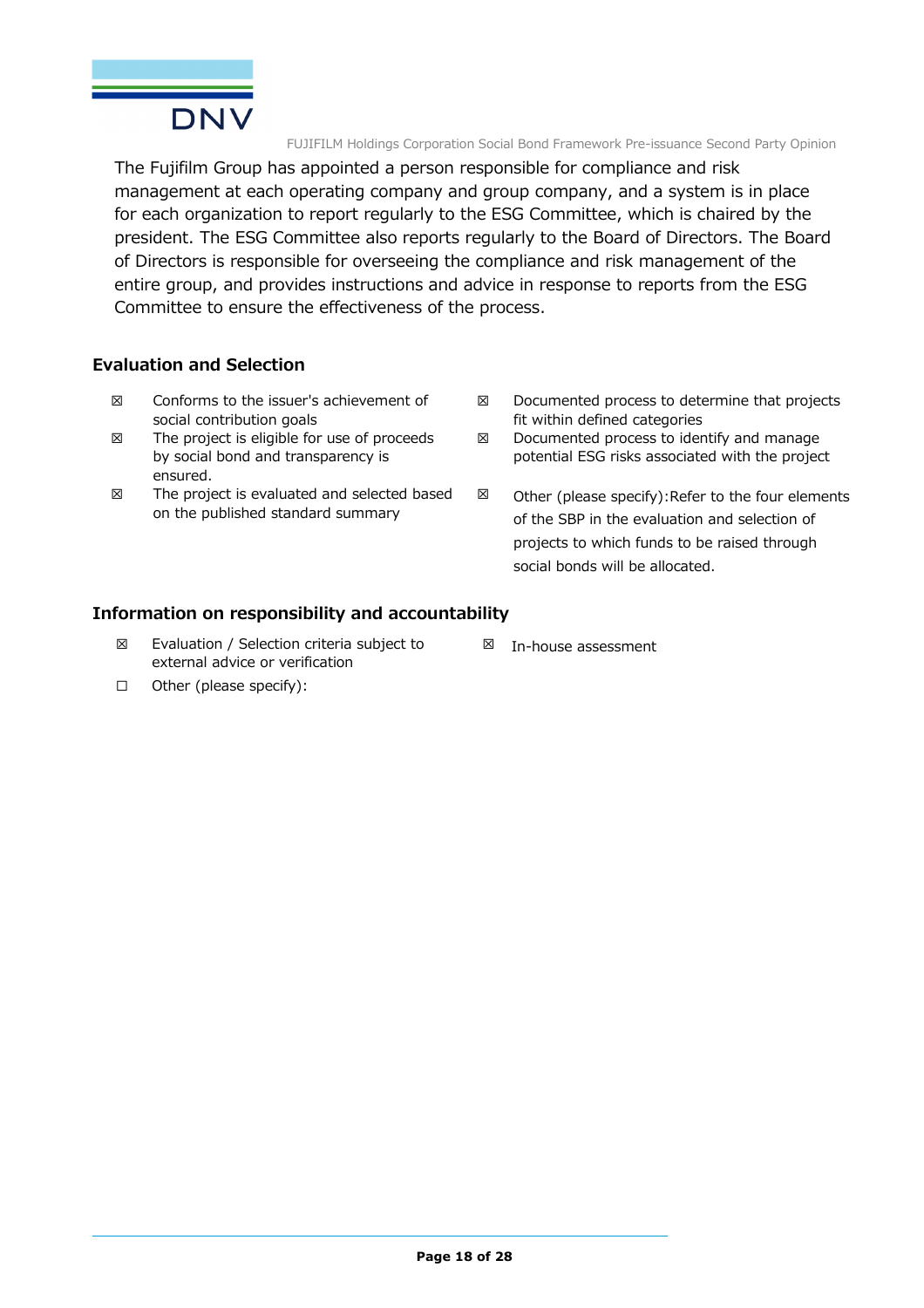The Fujifilm Group has appointed a person responsible for compliance and risk management at each operating company and group company, and a system is in place for each organization to report regularly to the ESG Committee, which is chaired by the president. The ESG Committee also reports regularly to the Board of Directors. The Board of Directors is responsible for overseeing the compliance and risk management of the entire group, and provides instructions and advice in response to reports from the ESG Committee to ensure the effectiveness of the process.

### Evaluation and Selection

- ☒ Conforms to the issuer's achievement of social contribution goals
- ☒ The project is eligible for use of proceeds by social bond and transparency is ensured.
- ☒ The project is evaluated and selected based on the published standard summary
- ☒ Documented process to determine that projects fit within defined categories
- ☒ Documented process to identify and manage potential ESG risks associated with the project
- ☒ Other (please specify):Refer to the four elements of the SBP in the evaluation and selection of projects to which funds to be raised through social bonds will be allocated.

### Information on responsibility and accountability

- ☒ Evaluation / Selection criteria subject to external advice or verification
- ☒ In-house assessment
- ☐ Other (please specify):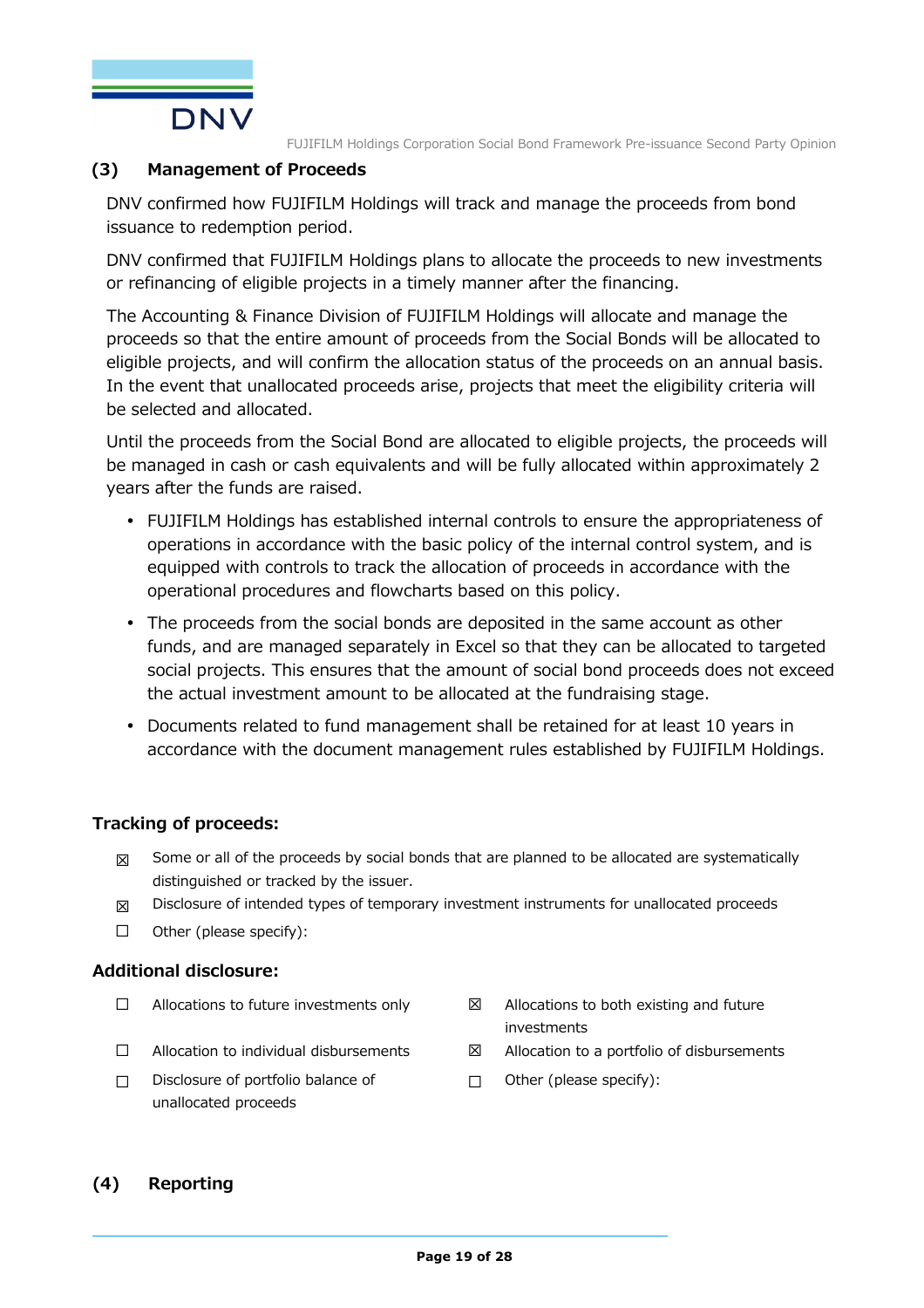### (3) Management of Proceeds

DNV confirmed how FUJIFILM Holdings will track and manage the proceeds from bond issuance to redemption period.

DNV confirmed that FUJIFILM Holdings plans to allocate the proceeds to new investments or refinancing of eligible projects in a timely manner after the financing.

The Accounting & Finance Division of FUJIFILM Holdings will allocate and manage the proceeds so that the entire amount of proceeds from the Social Bonds will be allocated to eligible projects, and will confirm the allocation status of the proceeds on an annual basis. In the event that unallocated proceeds arise, projects that meet the eligibility criteria will be selected and allocated.

Until the proceeds from the Social Bond are allocated to eligible projects, the proceeds will be managed in cash or cash equivalents and will be fully allocated within approximately 2 years after the funds are raised.

- FUJIFILM Holdings has established internal controls to ensure the appropriateness of operations in accordance with the basic policy of the internal control system, and is equipped with controls to track the allocation of proceeds in accordance with the operational procedures and flowcharts based on this policy.
- The proceeds from the social bonds are deposited in the same account as other funds, and are managed separately in Excel so that they can be allocated to targeted social projects. This ensures that the amount of social bond proceeds does not exceed the actual investment amount to be allocated at the fundraising stage.
- Documents related to fund management shall be retained for at least 10 years in accordance with the document management rules established by FUJIFILM Holdings.

**Tracking of proceeds:**

☒ Some or all of the proceeds by social bonds that are planned to be allocated are systematically distinguished or tracked by the issuer.

☒ Disclosure of intended types of temporary investment instruments for unallocated proceeds

☐ Other (please specify):

**Additional disclosure:**

☐ Allocations to future investments only

☒ Allocations to both existing and future investments

☐ Allocation to individual disbursements

☒ Allocation to a portfolio of disbursements

☐ Disclosure of portfolio balance of unallocated proceeds

☐ Other (please specify):

### (4) Reporting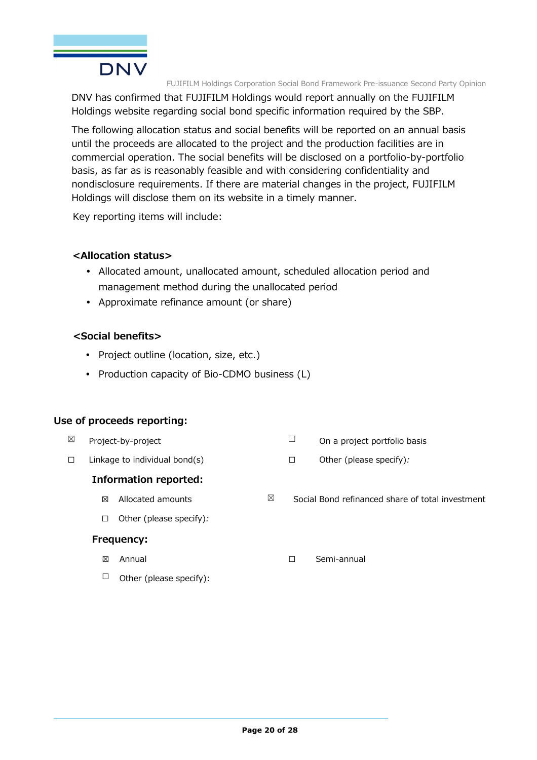DNV has confirmed that FUJIFILM Holdings would report annually on the FUJIFILM Holdings website regarding social bond specific information required by the SBP.

The following allocation status and social benefits will be reported on an annual basis until the proceeds are allocated to the project and the production facilities are in commercial operation. The social benefits will be disclosed on a portfolio-by-portfolio basis, as far as is reasonably feasible and with considering confidentiality and nondisclosure requirements. If there are material changes in the project, FUJIFILM Holdings will disclose them on its website in a timely manner.

Key reporting items will include:

**<Allocation status>**

- Allocated amount, unallocated amount, scheduled allocation period and management method during the unallocated period
- Approximate refinance amount (or share)

**<Social benefits>**

- Project outline (location, size, etc.)
- Production capacity of Bio-CDMO business (L)

**Use of proceeds reporting:**

☒ Project-by-project

☐ On a project portfolio basis

☐ Linkage to individual bond(s)

☐ Other (please specify):

**Information reported:**

☒ Allocated amounts

☒ Social Bond refinanced share of total investment

☐ Other (please specify):

**Frequency:**

☒ Annual

☐ Semi-annual

☐ Other (please specify):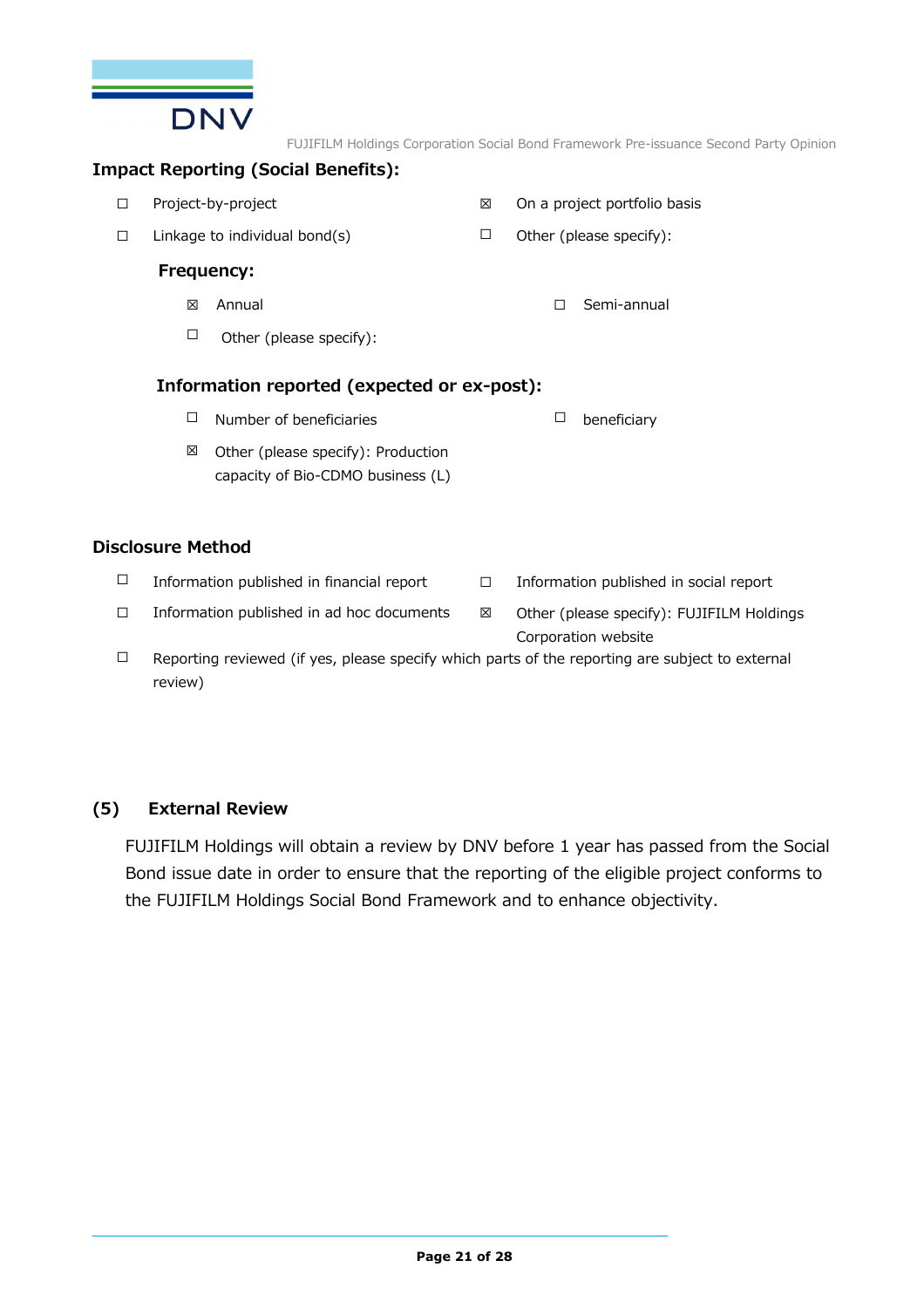**Impact Reporting (Social Benefits):**

☐ Project-by-project

☒ On a project portfolio basis

☐ Linkage to individual bond(s)

☐ Other (please specify):

**Frequency:**

☒ Annual

☐ Semi-annual

☐ Other (please specify):

**Information reported (expected or ex-post):**

☐ Number of beneficiaries

☐ beneficiary

☒ Other (please specify): Production capacity of Bio-CDMO business (L)

**Disclosure Method**

☐ Information published in financial report

☐ Information published in social report

☐ Information published in ad hoc documents

☒ Other (please specify): FUJIFILM Holdings Corporation website

☐ Reporting reviewed (if yes, please specify which parts of the reporting are subject to external review)

### (5) External Review

FUJIFILM Holdings will obtain a review by DNV before 1 year has passed from the Social Bond issue date in order to ensure that the reporting of the eligible project conforms to the FUJIFILM Holdings Social Bond Framework and to enhance objectivity.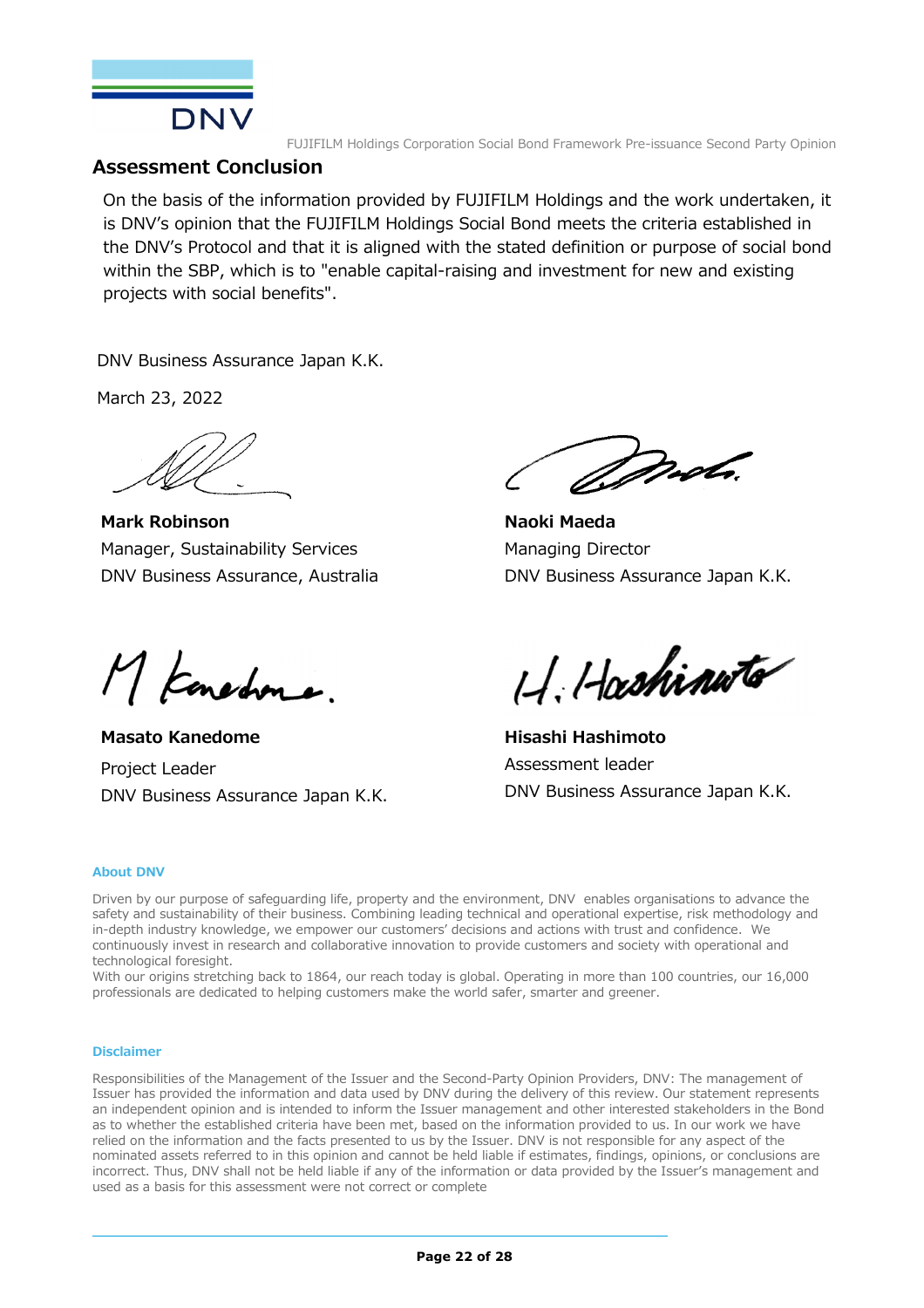## Assessment Conclusion

On the basis of the information provided by FUJIFILM Holdings and the work undertaken, it is DNV's opinion that the FUJIFILM Holdings Social Bond meets the criteria established in the DNV's Protocol and that it is aligned with the stated definition or purpose of social bond within the SBP, which is to "enable capital-raising and investment for new and existing projects with social benefits".

DNV Business Assurance Japan K.K.

March 23, 2022

**Mark Robinson**
Manager, Sustainability Services
DNV Business Assurance, Australia

**Naoki Maeda**
Managing Director
DNV Business Assurance Japan K.K.

**Masato Kanedome**
Project Leader
DNV Business Assurance Japan K.K.

**Hisashi Hashimoto**
Assessment leader
DNV Business Assurance Japan K.K.

### About DNV

Driven by our purpose of safeguarding life, property and the environment, DNV enables organisations to advance the safety and sustainability of their business. Combining leading technical and operational expertise, risk methodology and in-depth industry knowledge, we empower our customers' decisions and actions with trust and confidence. We continuously invest in research and collaborative innovation to provide customers and society with operational and technological foresight.
With our origins stretching back to 1864, our reach today is global. Operating in more than 100 countries, our 16,000 professionals are dedicated to helping customers make the world safer, smarter and greener.

### Disclaimer

Responsibilities of the Management of the Issuer and the Second-Party Opinion Providers, DNV: The management of Issuer has provided the information and data used by DNV during the delivery of this review. Our statement represents an independent opinion and is intended to inform the Issuer management and other interested stakeholders in the Bond as to whether the established criteria have been met, based on the information provided to us. In our work we have relied on the information and the facts presented to us by the Issuer. DNV is not responsible for any aspect of the nominated assets referred to in this opinion and cannot be held liable if estimates, findings, opinions, or conclusions are incorrect. Thus, DNV shall not be held liable if any of the information or data provided by the Issuer's management and used as a basis for this assessment were not correct or complete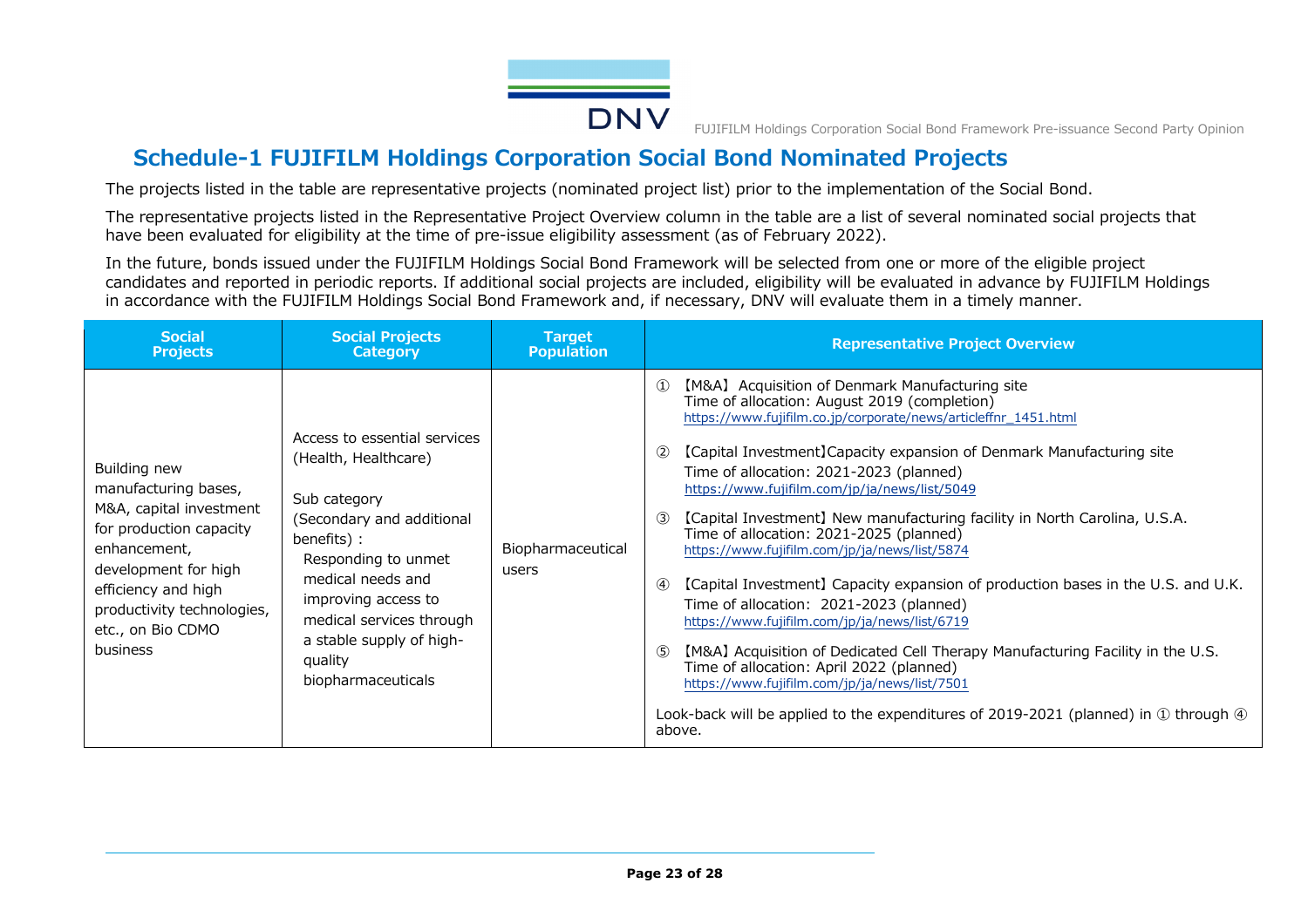## Schedule-1 FUJIFILM Holdings Corporation Social Bond Nominated Projects

The projects listed in the table are representative projects (nominated project list) prior to the implementation of the Social Bond.

The representative projects listed in the Representative Project Overview column in the table are a list of several nominated social projects that have been evaluated for eligibility at the time of pre-issue eligibility assessment (as of February 2022).

In the future, bonds issued under the FUJIFILM Holdings Social Bond Framework will be selected from one or more of the eligible project candidates and reported in periodic reports. If additional social projects are included, eligibility will be evaluated in advance by FUJIFILM Holdings in accordance with the FUJIFILM Holdings Social Bond Framework and, if necessary, DNV will evaluate them in a timely manner.

| Social Projects | Social Projects Category | Target Population | Representative Project Overview |
|---|---|---|---|
| Building new manufacturing bases, M&A, capital investment for production capacity enhancement, development for high efficiency and high productivity technologies, etc., on Bio CDMO business | Access to essential services (Health, Healthcare)<br><br>Sub category (Secondary and additional benefits) :<br>Responding to unmet medical needs and improving access to medical services through a stable supply of high-quality biopharmaceuticals | Biopharmaceutical users | ① 【M&A】 Acquisition of Denmark Manufacturing site<br>Time of allocation: August 2019 (completion)<br>https://www.fujifilm.co.jp/corporate/news/articleffnr_1451.html<br><br>② 【Capital Investment】Capacity expansion of Denmark Manufacturing site<br>Time of allocation: 2021-2023 (planned)<br>https://www.fujifilm.com/jp/ja/news/list/5049<br><br>③ 【Capital Investment】 New manufacturing facility in North Carolina, U.S.A.<br>Time of allocation: 2021-2025 (planned)<br>https://www.fujifilm.com/jp/ja/news/list/5874<br><br>④ 【Capital Investment】 Capacity expansion of production bases in the U.S. and U.K.<br>Time of allocation: 2021-2023 (planned)<br>https://www.fujifilm.com/jp/ja/news/list/6719<br><br>⑤ 【M&A】 Acquisition of Dedicated Cell Therapy Manufacturing Facility in the U.S.<br>Time of allocation: April 2022 (planned)<br>https://www.fujifilm.com/jp/ja/news/list/7501<br><br>Look-back will be applied to the expenditures of 2019-2021 (planned) in ① through ④ above. |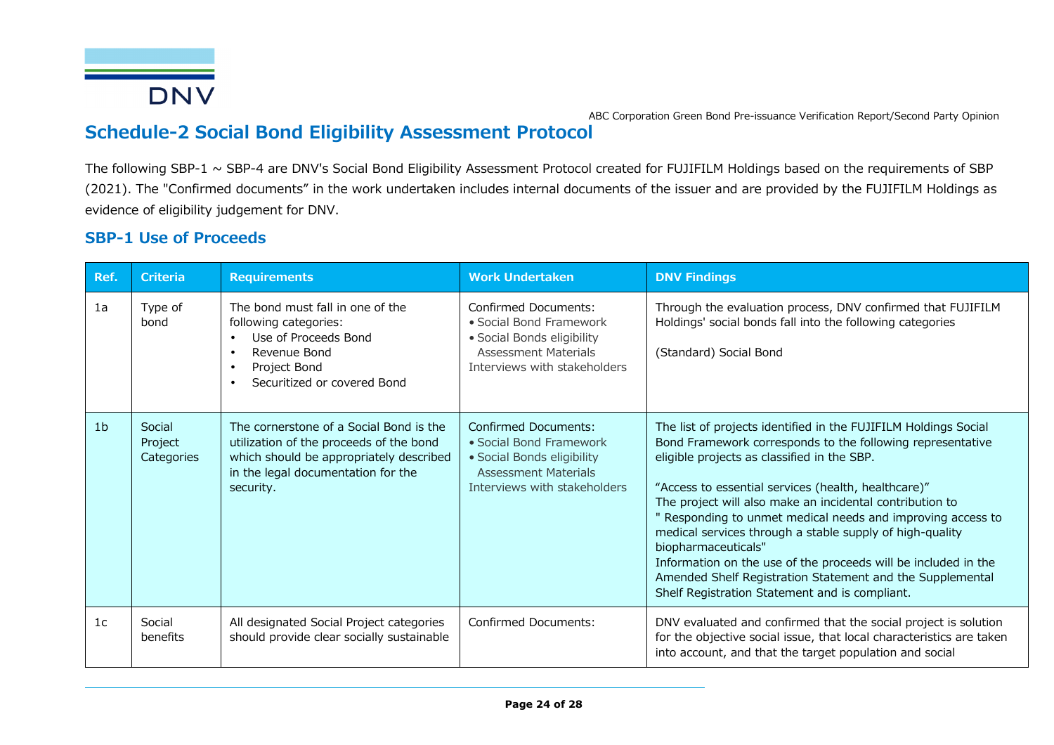## Schedule-2 Social Bond Eligibility Assessment Protocol

The following SBP-1 ~ SBP-4 are DNV's Social Bond Eligibility Assessment Protocol created for FUJIFILM Holdings based on the requirements of SBP (2021). The "Confirmed documents" in the work undertaken includes internal documents of the issuer and are provided by the FUJIFILM Holdings as evidence of eligibility judgement for DNV.

### SBP-1 Use of Proceeds

| Ref. | Criteria | Requirements | Work Undertaken | DNV Findings |
|---|---|---|---|---|
| 1a | Type of bond | The bond must fall in one of the following categories:<br>• Use of Proceeds Bond<br>• Revenue Bond<br>• Project Bond<br>• Securitized or covered Bond | Confirmed Documents:<br>• Social Bond Framework<br>• Social Bonds eligibility Assessment Materials<br>Interviews with stakeholders | Through the evaluation process, DNV confirmed that FUJIFILM Holdings' social bonds fall into the following categories<br><br>(Standard) Social Bond |
| 1b | Social Project Categories | The cornerstone of a Social Bond is the utilization of the proceeds of the bond which should be appropriately described in the legal documentation for the security. | Confirmed Documents:<br>• Social Bond Framework<br>• Social Bonds eligibility Assessment Materials<br>Interviews with stakeholders | The list of projects identified in the FUJIFILM Holdings Social Bond Framework corresponds to the following representative eligible projects as classified in the SBP.<br><br>"Access to essential services (health, healthcare)"<br>The project will also make an incidental contribution to<br>" Responding to unmet medical needs and improving access to medical services through a stable supply of high-quality biopharmaceuticals"<br>Information on the use of the proceeds will be included in the Amended Shelf Registration Statement and the Supplemental Shelf Registration Statement and is compliant. |
| 1c | Social benefits | All designated Social Project categories should provide clear socially sustainable | Confirmed Documents: | DNV evaluated and confirmed that the social project is solution for the objective social issue, that local characteristics are taken into account, and that the target population and social |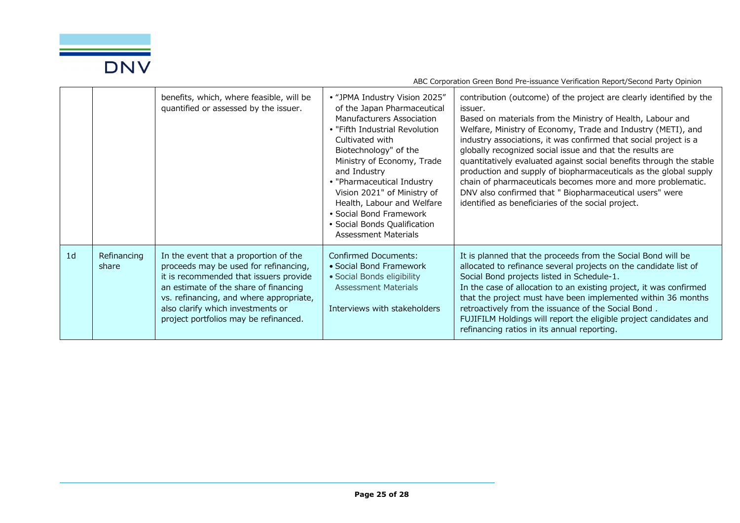| | | | | |
|---|---|---|---|---|
| | | benefits, which, where feasible, will be quantified or assessed by the issuer. | • "JPMA Industry Vision 2025" of the Japan Pharmaceutical Manufacturers Association<br>• "Fifth Industrial Revolution Cultivated with Biotechnology" of the Ministry of Economy, Trade and Industry<br>• "Pharmaceutical Industry Vision 2021" of Ministry of Health, Labour and Welfare<br>• Social Bond Framework<br>• Social Bonds Qualification Assessment Materials | contribution (outcome) of the project are clearly identified by the issuer.<br>Based on materials from the Ministry of Health, Labour and Welfare, Ministry of Economy, Trade and Industry (METI), and industry associations, it was confirmed that social project is a globally recognized social issue and that the results are quantitatively evaluated against social benefits through the stable production and supply of biopharmaceuticals as the global supply chain of pharmaceuticals becomes more and more problematic.<br>DNV also confirmed that " Biopharmaceutical users" were identified as beneficiaries of the social project. |
| 1d | Refinancing share | In the event that a proportion of the proceeds may be used for refinancing, it is recommended that issuers provide an estimate of the share of financing vs. refinancing, and where appropriate, also clarify which investments or project portfolios may be refinanced. | Confirmed Documents:<br>• Social Bond Framework<br>• Social Bonds eligibility Assessment Materials<br><br>Interviews with stakeholders | It is planned that the proceeds from the Social Bond will be allocated to refinance several projects on the candidate list of Social Bond projects listed in Schedule-1.<br>In the case of allocation to an existing project, it was confirmed that the project must have been implemented within 36 months retroactively from the issuance of the Social Bond .<br>FUJIFILM Holdings will report the eligible project candidates and refinancing ratios in its annual reporting. |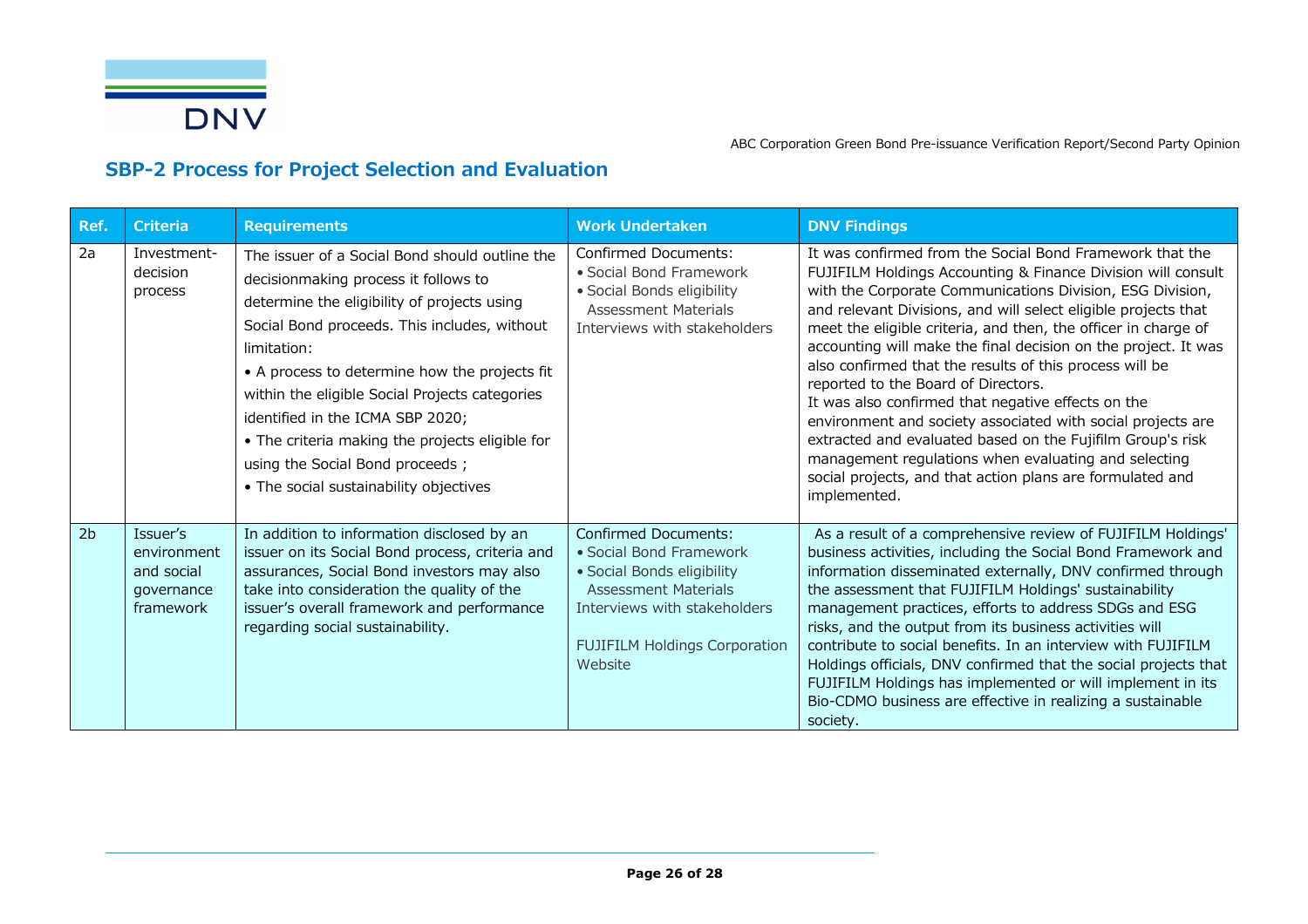## SBP-2 Process for Project Selection and Evaluation

| Ref. | Criteria | Requirements | Work Undertaken | DNV Findings |
|---|---|---|---|---|
| 2a | Investment-decision process | The issuer of a Social Bond should outline the decisionmaking process it follows to determine the eligibility of projects using Social Bond proceeds. This includes, without limitation:<br>• A process to determine how the projects fit within the eligible Social Projects categories identified in the ICMA SBP 2020;<br>• The criteria making the projects eligible for using the Social Bond proceeds ;<br>• The social sustainability objectives | Confirmed Documents:<br>• Social Bond Framework<br>• Social Bonds eligibility Assessment Materials<br>Interviews with stakeholders | It was confirmed from the Social Bond Framework that the FUJIFILM Holdings Accounting & Finance Division will consult with the Corporate Communications Division, ESG Division, and relevant Divisions, and will select eligible projects that meet the eligible criteria, and then, the officer in charge of accounting will make the final decision on the project. It was also confirmed that the results of this process will be reported to the Board of Directors.<br>It was also confirmed that negative effects on the environment and society associated with social projects are extracted and evaluated based on the Fujifilm Group's risk management regulations when evaluating and selecting social projects, and that action plans are formulated and implemented. |
| 2b | Issuer's environment and social governance framework | In addition to information disclosed by an issuer on its Social Bond process, criteria and assurances, Social Bond investors may also take into consideration the quality of the issuer's overall framework and performance regarding social sustainability. | Confirmed Documents:<br>• Social Bond Framework<br>• Social Bonds eligibility Assessment Materials<br>Interviews with stakeholders<br><br>FUJIFILM Holdings Corporation Website | As a result of a comprehensive review of FUJIFILM Holdings' business activities, including the Social Bond Framework and information disseminated externally, DNV confirmed through the assessment that FUJIFILM Holdings' sustainability management practices, efforts to address SDGs and ESG risks, and the output from its business activities will contribute to social benefits. In an interview with FUJIFILM Holdings officials, DNV confirmed that the social projects that FUJIFILM Holdings has implemented or will implement in its Bio-CDMO business are effective in realizing a sustainable society. |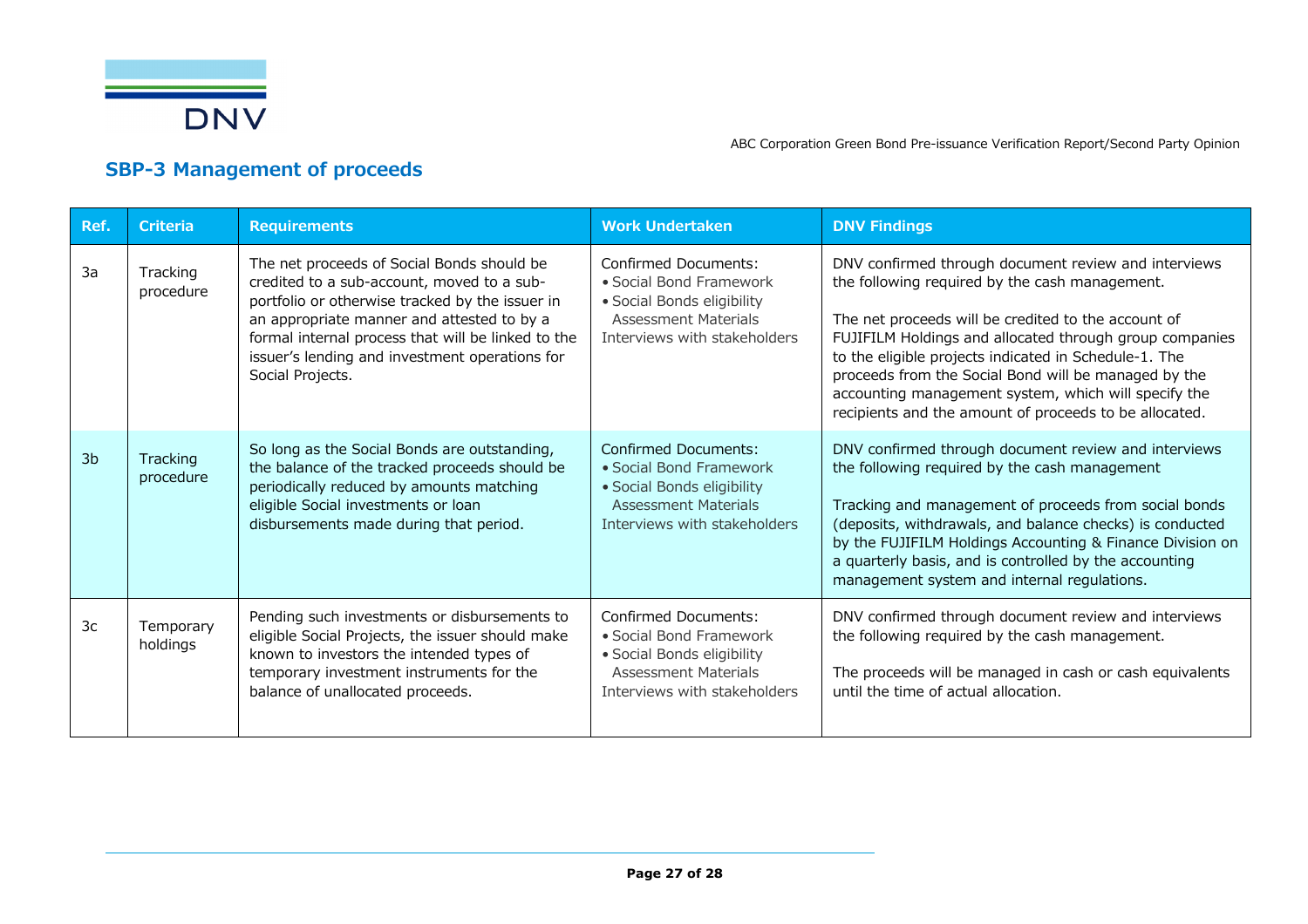## SBP-3 Management of proceeds

| Ref. | Criteria | Requirements | Work Undertaken | DNV Findings |
|---|---|---|---|---|
| 3a | Tracking procedure | The net proceeds of Social Bonds should be credited to a sub-account, moved to a sub-portfolio or otherwise tracked by the issuer in an appropriate manner and attested to by a formal internal process that will be linked to the issuer's lending and investment operations for Social Projects. | Confirmed Documents:<br>• Social Bond Framework<br>• Social Bonds eligibility Assessment Materials<br>Interviews with stakeholders | DNV confirmed through document review and interviews the following required by the cash management.<br><br>The net proceeds will be credited to the account of FUJIFILM Holdings and allocated through group companies to the eligible projects indicated in Schedule-1. The proceeds from the Social Bond will be managed by the accounting management system, which will specify the recipients and the amount of proceeds to be allocated. |
| 3b | Tracking procedure | So long as the Social Bonds are outstanding, the balance of the tracked proceeds should be periodically reduced by amounts matching eligible Social investments or loan disbursements made during that period. | Confirmed Documents:<br>• Social Bond Framework<br>• Social Bonds eligibility Assessment Materials<br>Interviews with stakeholders | DNV confirmed through document review and interviews the following required by the cash management<br><br>Tracking and management of proceeds from social bonds (deposits, withdrawals, and balance checks) is conducted by the FUJIFILM Holdings Accounting & Finance Division on a quarterly basis, and is controlled by the accounting management system and internal regulations. |
| 3c | Temporary holdings | Pending such investments or disbursements to eligible Social Projects, the issuer should make known to investors the intended types of temporary investment instruments for the balance of unallocated proceeds. | Confirmed Documents:<br>• Social Bond Framework<br>• Social Bonds eligibility Assessment Materials<br>Interviews with stakeholders | DNV confirmed through document review and interviews the following required by the cash management.<br><br>The proceeds will be managed in cash or cash equivalents until the time of actual allocation. |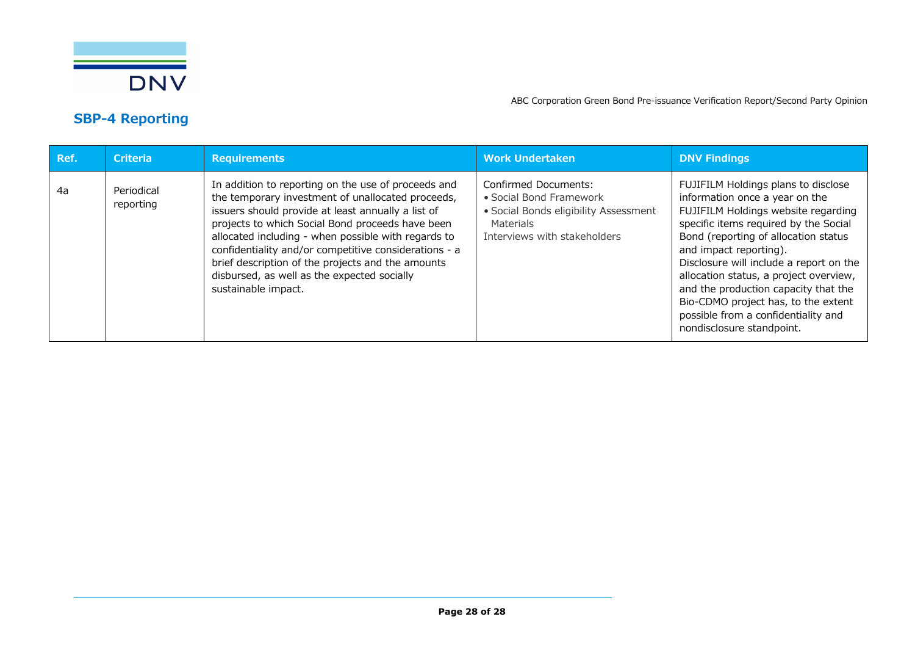## SBP-4 Reporting

| Ref. | Criteria | Requirements | Work Undertaken | DNV Findings |
| --- | --- | --- | --- | --- |
| 4a | Periodical reporting | In addition to reporting on the use of proceeds and the temporary investment of unallocated proceeds, issuers should provide at least annually a list of projects to which Social Bond proceeds have been allocated including - when possible with regards to confidentiality and/or competitive considerations - a brief description of the projects and the amounts disbursed, as well as the expected socially sustainable impact. | Confirmed Documents:<br>• Social Bond Framework<br>• Social Bonds eligibility Assessment Materials<br>Interviews with stakeholders | FUJIFILM Holdings plans to disclose information once a year on the FUJIFILM Holdings website regarding specific items required by the Social Bond (reporting of allocation status and impact reporting).<br>Disclosure will include a report on the allocation status, a project overview, and the production capacity that the Bio-CDMO project has, to the extent possible from a confidentiality and nondisclosure standpoint. |